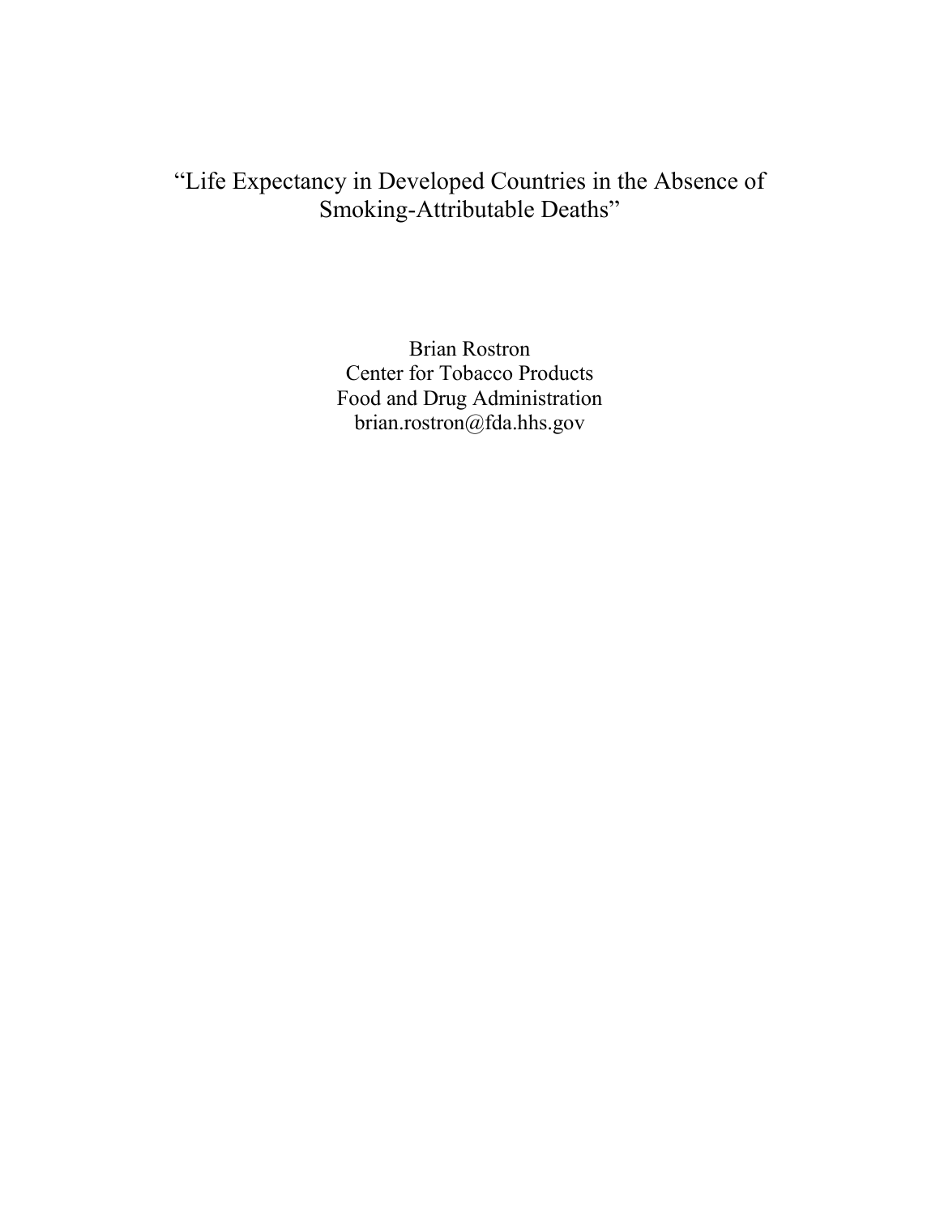# "Life Expectancy in Developed Countries in the Absence of Smoking-Attributable Deaths"

Brian Rostron  
Center for Tobacco Products  
Food and Drug Administration  
brian.rostron@fda.hhs.gov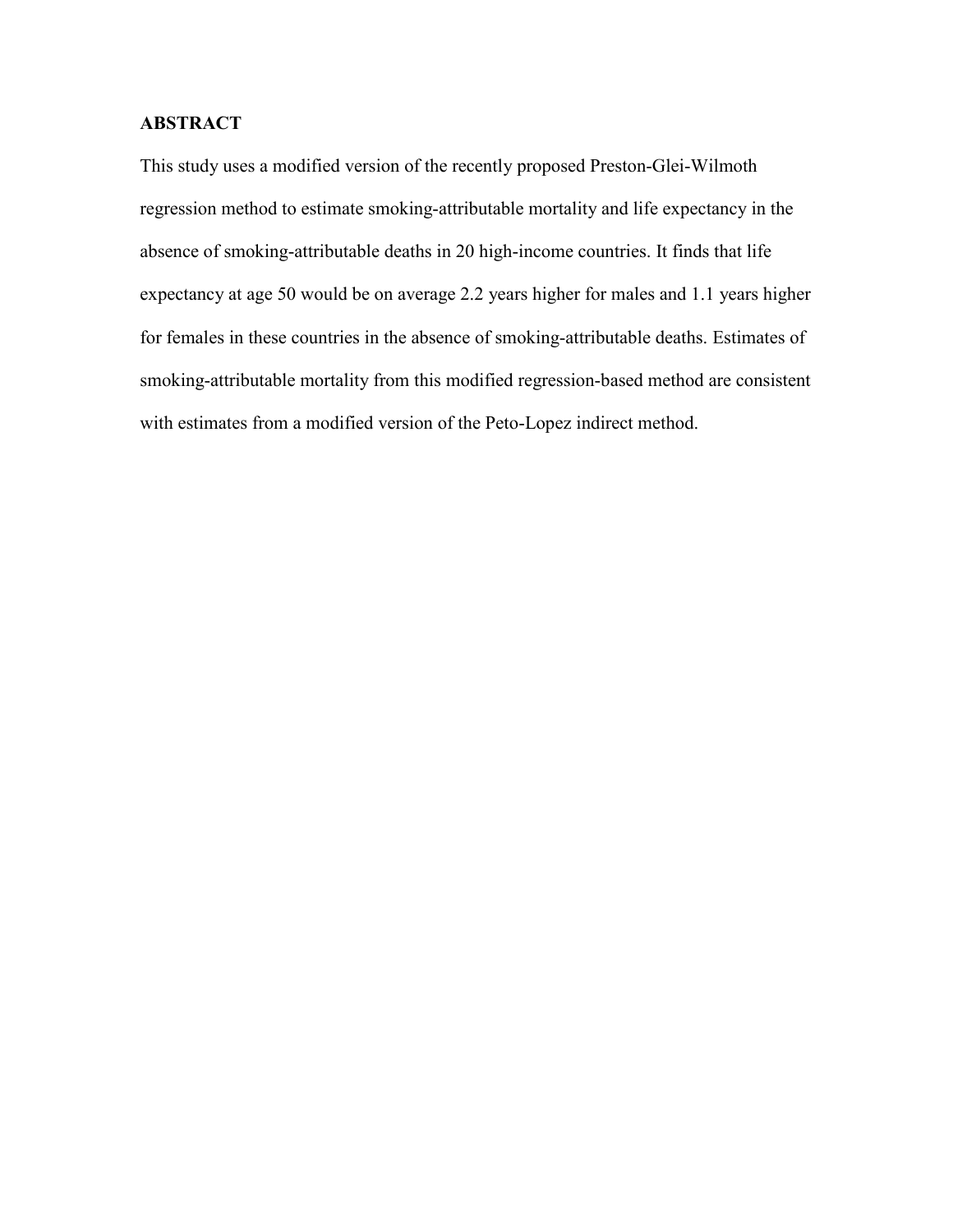## ABSTRACT

This study uses a modified version of the recently proposed Preston-Glei-Wilmoth regression method to estimate smoking-attributable mortality and life expectancy in the absence of smoking-attributable deaths in 20 high-income countries. It finds that life expectancy at age 50 would be on average 2.2 years higher for males and 1.1 years higher for females in these countries in the absence of smoking-attributable deaths. Estimates of smoking-attributable mortality from this modified regression-based method are consistent with estimates from a modified version of the Peto-Lopez indirect method.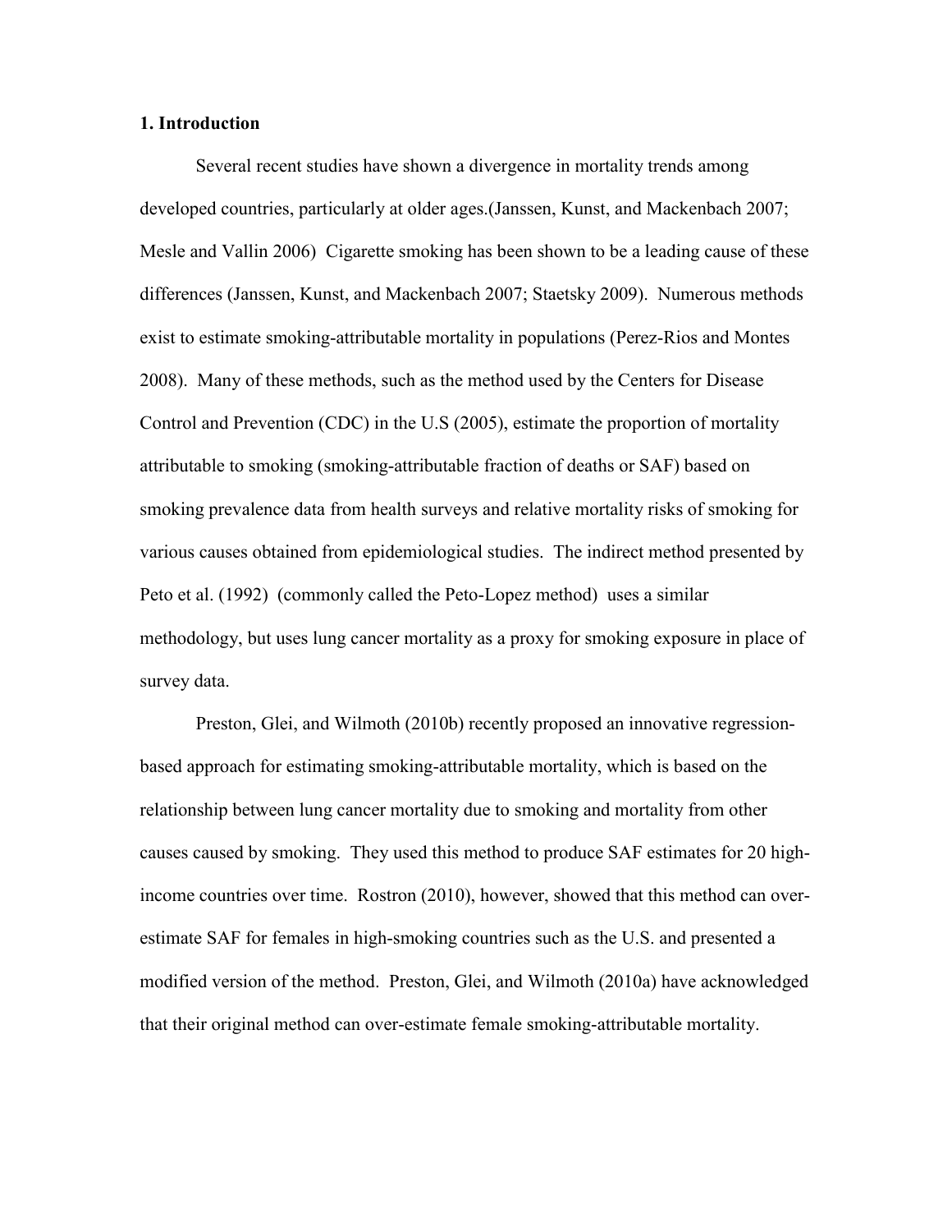## 1. Introduction

Several recent studies have shown a divergence in mortality trends among developed countries, particularly at older ages.(Janssen, Kunst, and Mackenbach 2007; Mesle and Vallin 2006) Cigarette smoking has been shown to be a leading cause of these differences (Janssen, Kunst, and Mackenbach 2007; Staetsky 2009). Numerous methods exist to estimate smoking-attributable mortality in populations (Perez-Rios and Montes 2008). Many of these methods, such as the method used by the Centers for Disease Control and Prevention (CDC) in the U.S (2005), estimate the proportion of mortality attributable to smoking (smoking-attributable fraction of deaths or SAF) based on smoking prevalence data from health surveys and relative mortality risks of smoking for various causes obtained from epidemiological studies. The indirect method presented by Peto et al. (1992) (commonly called the Peto-Lopez method) uses a similar methodology, but uses lung cancer mortality as a proxy for smoking exposure in place of survey data.

Preston, Glei, and Wilmoth (2010b) recently proposed an innovative regression-based approach for estimating smoking-attributable mortality, which is based on the relationship between lung cancer mortality due to smoking and mortality from other causes caused by smoking. They used this method to produce SAF estimates for 20 high-income countries over time. Rostron (2010), however, showed that this method can over-estimate SAF for females in high-smoking countries such as the U.S. and presented a modified version of the method. Preston, Glei, and Wilmoth (2010a) have acknowledged that their original method can over-estimate female smoking-attributable mortality.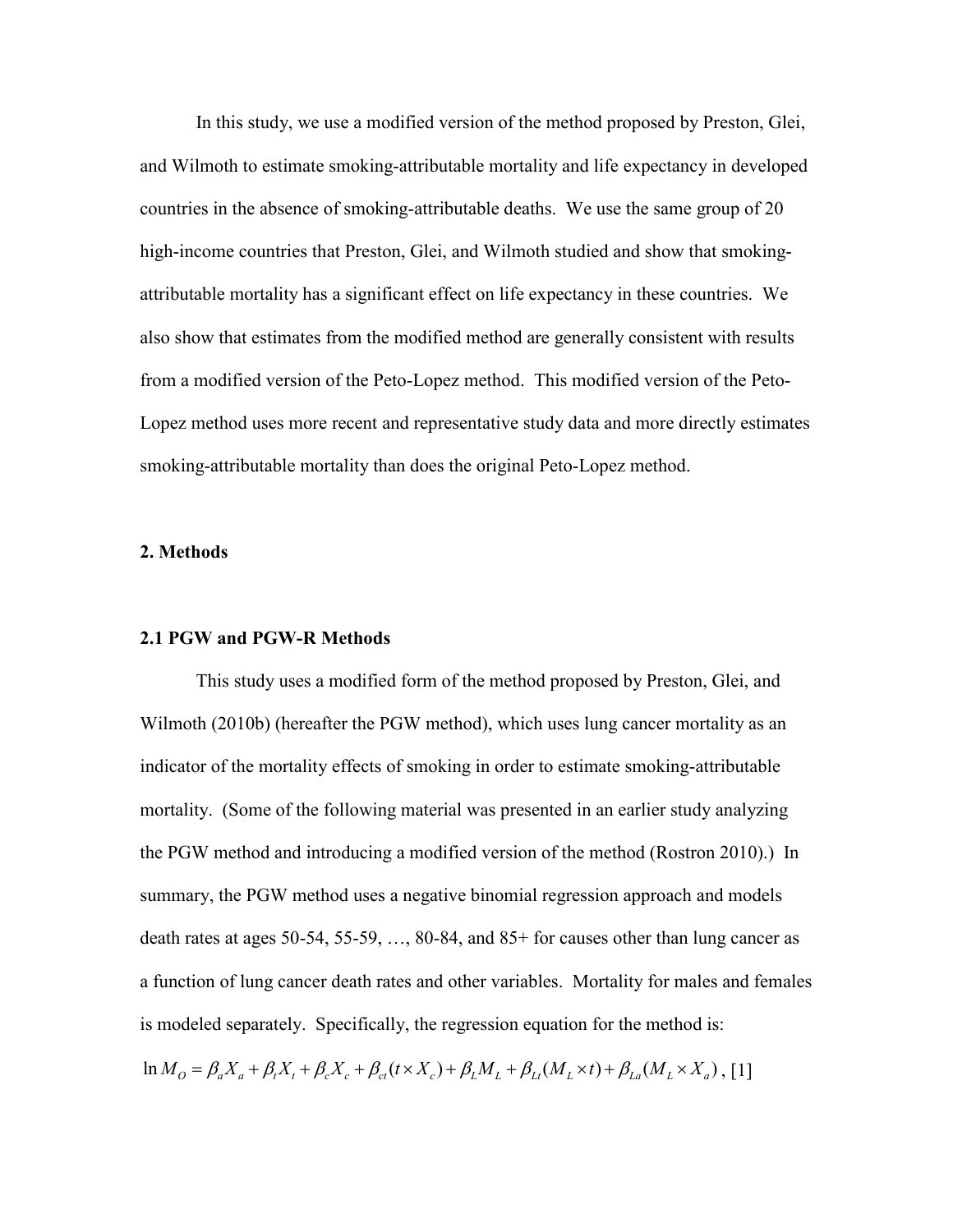In this study, we use a modified version of the method proposed by Preston, Glei, and Wilmoth to estimate smoking-attributable mortality and life expectancy in developed countries in the absence of smoking-attributable deaths. We use the same group of 20 high-income countries that Preston, Glei, and Wilmoth studied and show that smoking-attributable mortality has a significant effect on life expectancy in these countries. We also show that estimates from the modified method are generally consistent with results from a modified version of the Peto-Lopez method. This modified version of the Peto-Lopez method uses more recent and representative study data and more directly estimates smoking-attributable mortality than does the original Peto-Lopez method.

## 2. Methods

### 2.1 PGW and PGW-R Methods

This study uses a modified form of the method proposed by Preston, Glei, and Wilmoth (2010b) (hereafter the PGW method), which uses lung cancer mortality as an indicator of the mortality effects of smoking in order to estimate smoking-attributable mortality. (Some of the following material was presented in an earlier study analyzing the PGW method and introducing a modified version of the method (Rostron 2010).) In summary, the PGW method uses a negative binomial regression approach and models death rates at ages 50-54, 55-59, …, 80-84, and 85+ for causes other than lung cancer as a function of lung cancer death rates and other variables. Mortality for males and females is modeled separately. Specifically, the regression equation for the method is:

$$\ln M_O = \beta_a X_a + \beta_t X_t + \beta_c X_c + \beta_{ct}(t \times X_c) + \beta_L M_L + \beta_{Lt}(M_L \times t) + \beta_{La}(M_L \times X_a), \text{ [1]}$$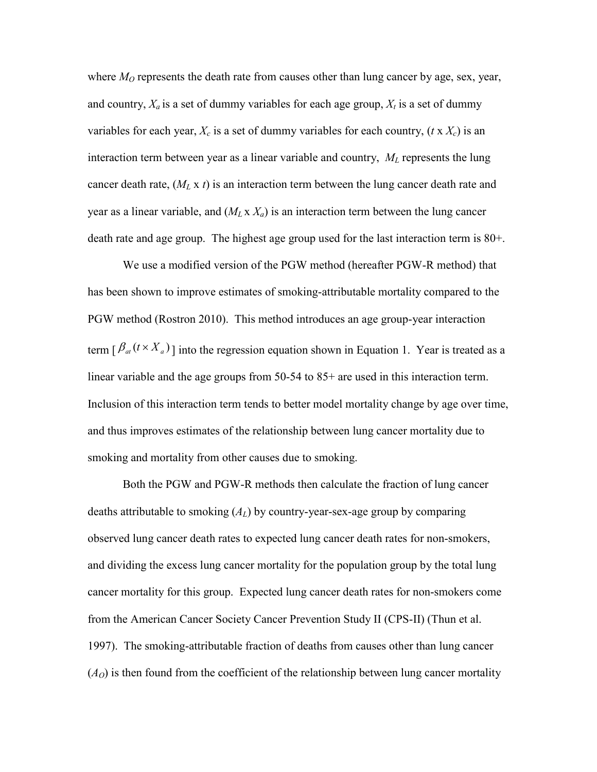where $M_O$ represents the death rate from causes other than lung cancer by age, sex, year, and country, $X_a$ is a set of dummy variables for each age group, $X_t$ is a set of dummy variables for each year, $X_c$ is a set of dummy variables for each country, ($t$ x $X_c$) is an interaction term between year as a linear variable and country, $M_L$ represents the lung cancer death rate, ($M_L$ x $t$) is an interaction term between the lung cancer death rate and year as a linear variable, and ($M_L$ x $X_a$) is an interaction term between the lung cancer death rate and age group. The highest age group used for the last interaction term is 80+.

We use a modified version of the PGW method (hereafter PGW-R method) that has been shown to improve estimates of smoking-attributable mortality compared to the PGW method (Rostron 2010). This method introduces an age group-year interaction term [ $\beta_{at}(t \times X_a)$ ] into the regression equation shown in Equation 1. Year is treated as a linear variable and the age groups from 50-54 to 85+ are used in this interaction term. Inclusion of this interaction term tends to better model mortality change by age over time, and thus improves estimates of the relationship between lung cancer mortality due to smoking and mortality from other causes due to smoking.

Both the PGW and PGW-R methods then calculate the fraction of lung cancer deaths attributable to smoking ($A_L$) by country-year-sex-age group by comparing observed lung cancer death rates to expected lung cancer death rates for non-smokers, and dividing the excess lung cancer mortality for the population group by the total lung cancer mortality for this group. Expected lung cancer death rates for non-smokers come from the American Cancer Society Cancer Prevention Study II (CPS-II) (Thun et al. 1997). The smoking-attributable fraction of deaths from causes other than lung cancer ($A_O$) is then found from the coefficient of the relationship between lung cancer mortality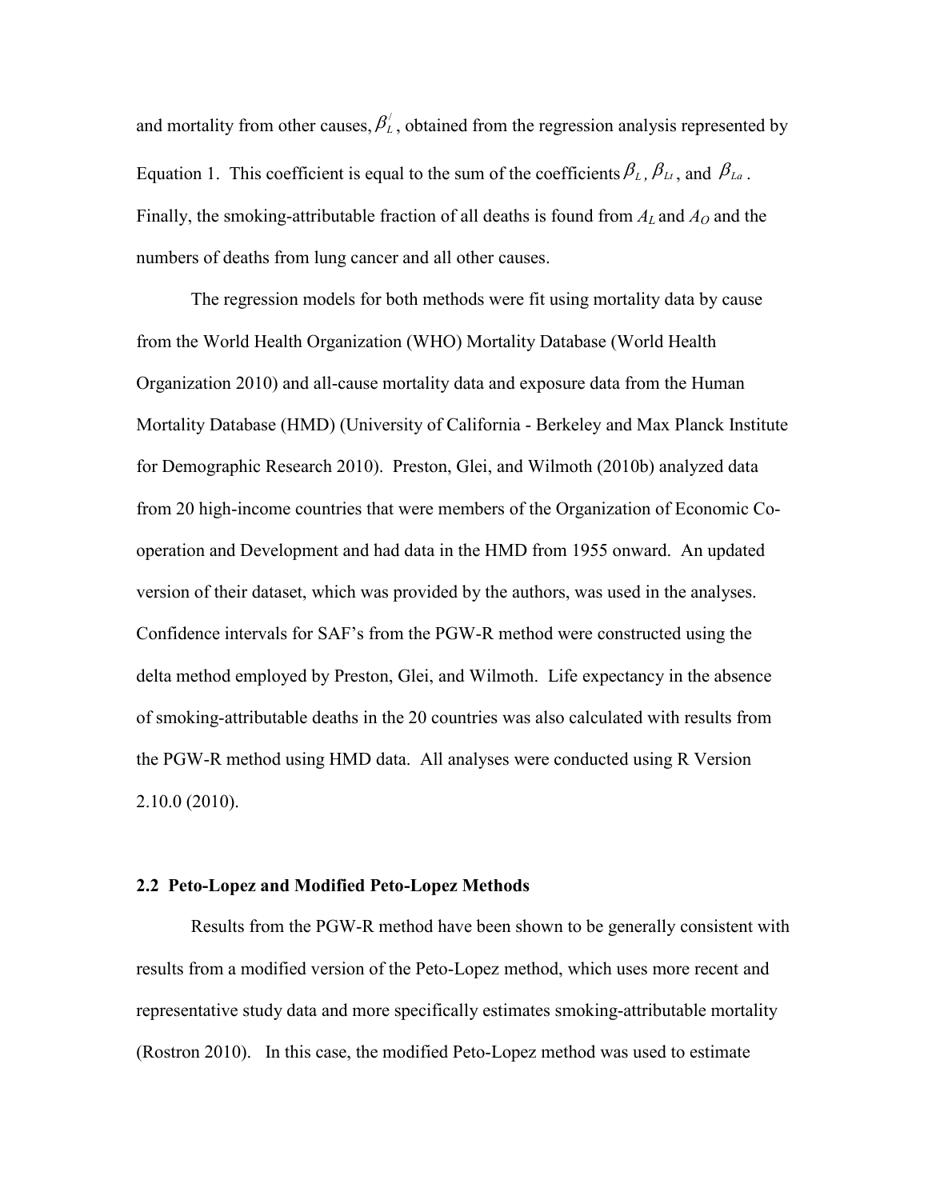and mortality from other causes, $\beta_L^/$, obtained from the regression analysis represented by Equation 1. This coefficient is equal to the sum of the coefficients $\beta_L$, $\beta_{Lt}$, and $\beta_{La}$. Finally, the smoking-attributable fraction of all deaths is found from $A_L$ and $A_O$ and the numbers of deaths from lung cancer and all other causes.

The regression models for both methods were fit using mortality data by cause from the World Health Organization (WHO) Mortality Database (World Health Organization 2010) and all-cause mortality data and exposure data from the Human Mortality Database (HMD) (University of California - Berkeley and Max Planck Institute for Demographic Research 2010). Preston, Glei, and Wilmoth (2010b) analyzed data from 20 high-income countries that were members of the Organization of Economic Co-operation and Development and had data in the HMD from 1955 onward. An updated version of their dataset, which was provided by the authors, was used in the analyses. Confidence intervals for SAF's from the PGW-R method were constructed using the delta method employed by Preston, Glei, and Wilmoth. Life expectancy in the absence of smoking-attributable deaths in the 20 countries was also calculated with results from the PGW-R method using HMD data. All analyses were conducted using R Version 2.10.0 (2010).

## 2.2 Peto-Lopez and Modified Peto-Lopez Methods

Results from the PGW-R method have been shown to be generally consistent with results from a modified version of the Peto-Lopez method, which uses more recent and representative study data and more specifically estimates smoking-attributable mortality (Rostron 2010). In this case, the modified Peto-Lopez method was used to estimate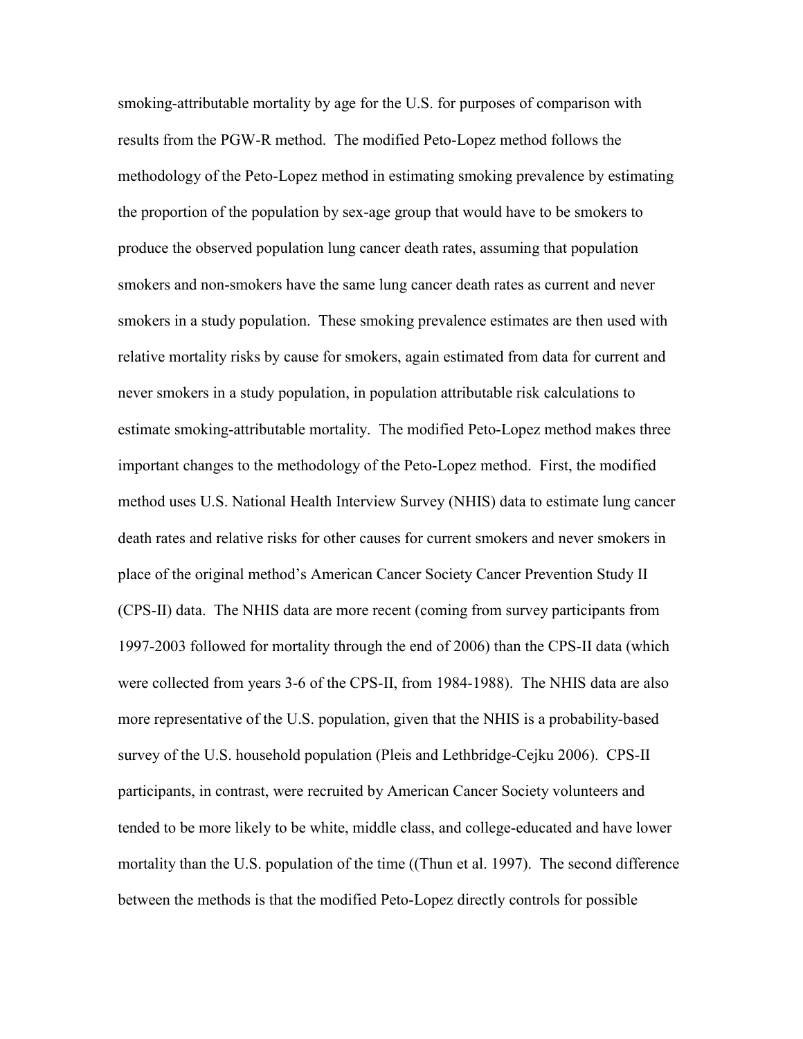smoking-attributable mortality by age for the U.S. for purposes of comparison with results from the PGW-R method. The modified Peto-Lopez method follows the methodology of the Peto-Lopez method in estimating smoking prevalence by estimating the proportion of the population by sex-age group that would have to be smokers to produce the observed population lung cancer death rates, assuming that population smokers and non-smokers have the same lung cancer death rates as current and never smokers in a study population. These smoking prevalence estimates are then used with relative mortality risks by cause for smokers, again estimated from data for current and never smokers in a study population, in population attributable risk calculations to estimate smoking-attributable mortality. The modified Peto-Lopez method makes three important changes to the methodology of the Peto-Lopez method. First, the modified method uses U.S. National Health Interview Survey (NHIS) data to estimate lung cancer death rates and relative risks for other causes for current smokers and never smokers in place of the original method's American Cancer Society Cancer Prevention Study II (CPS-II) data. The NHIS data are more recent (coming from survey participants from 1997-2003 followed for mortality through the end of 2006) than the CPS-II data (which were collected from years 3-6 of the CPS-II, from 1984-1988). The NHIS data are also more representative of the U.S. population, given that the NHIS is a probability-based survey of the U.S. household population (Pleis and Lethbridge-Cejku 2006). CPS-II participants, in contrast, were recruited by American Cancer Society volunteers and tended to be more likely to be white, middle class, and college-educated and have lower mortality than the U.S. population of the time ((Thun et al. 1997). The second difference between the methods is that the modified Peto-Lopez directly controls for possible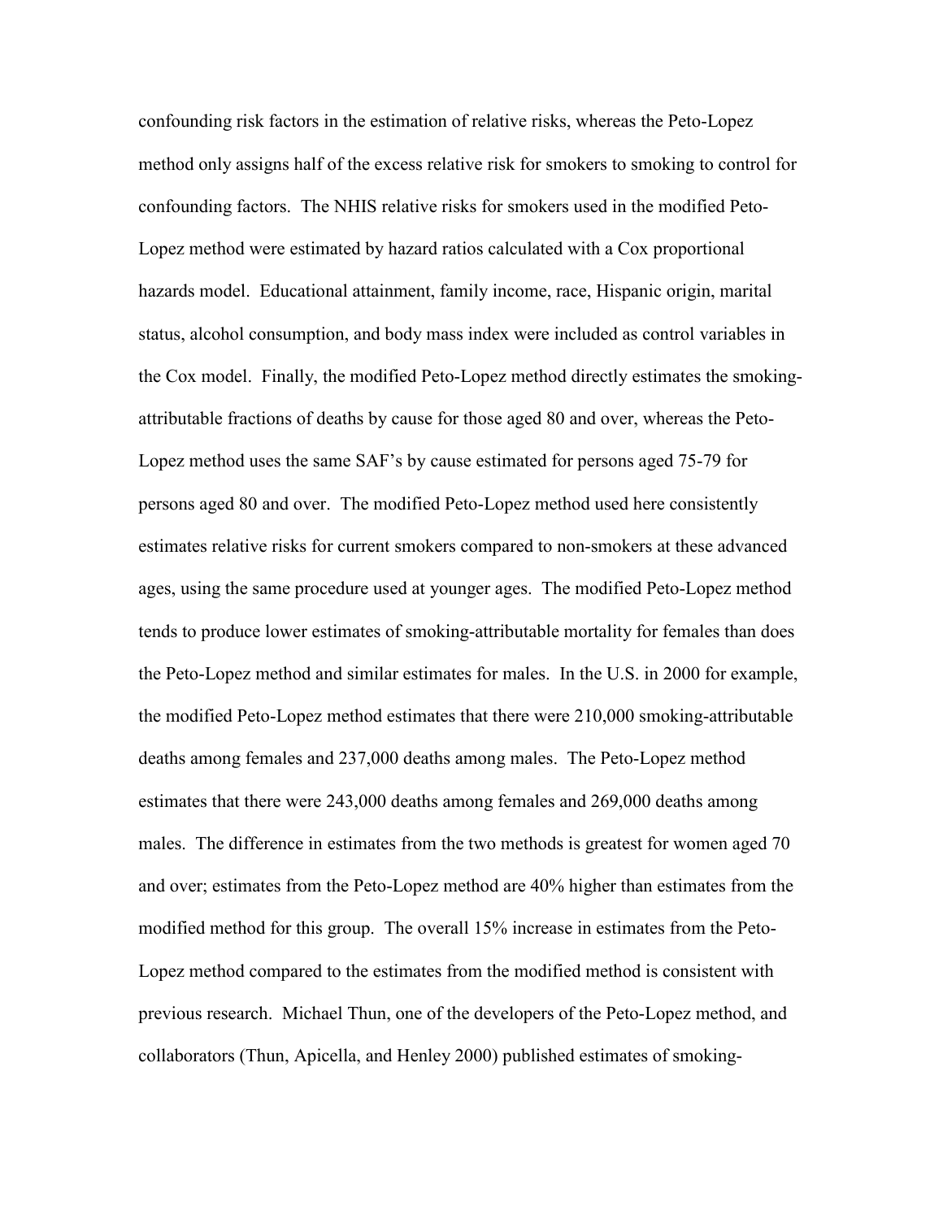confounding risk factors in the estimation of relative risks, whereas the Peto-Lopez method only assigns half of the excess relative risk for smokers to smoking to control for confounding factors. The NHIS relative risks for smokers used in the modified Peto-Lopez method were estimated by hazard ratios calculated with a Cox proportional hazards model. Educational attainment, family income, race, Hispanic origin, marital status, alcohol consumption, and body mass index were included as control variables in the Cox model. Finally, the modified Peto-Lopez method directly estimates the smoking-attributable fractions of deaths by cause for those aged 80 and over, whereas the Peto-Lopez method uses the same SAF's by cause estimated for persons aged 75-79 for persons aged 80 and over. The modified Peto-Lopez method used here consistently estimates relative risks for current smokers compared to non-smokers at these advanced ages, using the same procedure used at younger ages. The modified Peto-Lopez method tends to produce lower estimates of smoking-attributable mortality for females than does the Peto-Lopez method and similar estimates for males. In the U.S. in 2000 for example, the modified Peto-Lopez method estimates that there were 210,000 smoking-attributable deaths among females and 237,000 deaths among males. The Peto-Lopez method estimates that there were 243,000 deaths among females and 269,000 deaths among males. The difference in estimates from the two methods is greatest for women aged 70 and over; estimates from the Peto-Lopez method are 40% higher than estimates from the modified method for this group. The overall 15% increase in estimates from the Peto-Lopez method compared to the estimates from the modified method is consistent with previous research. Michael Thun, one of the developers of the Peto-Lopez method, and collaborators (Thun, Apicella, and Henley 2000) published estimates of smoking-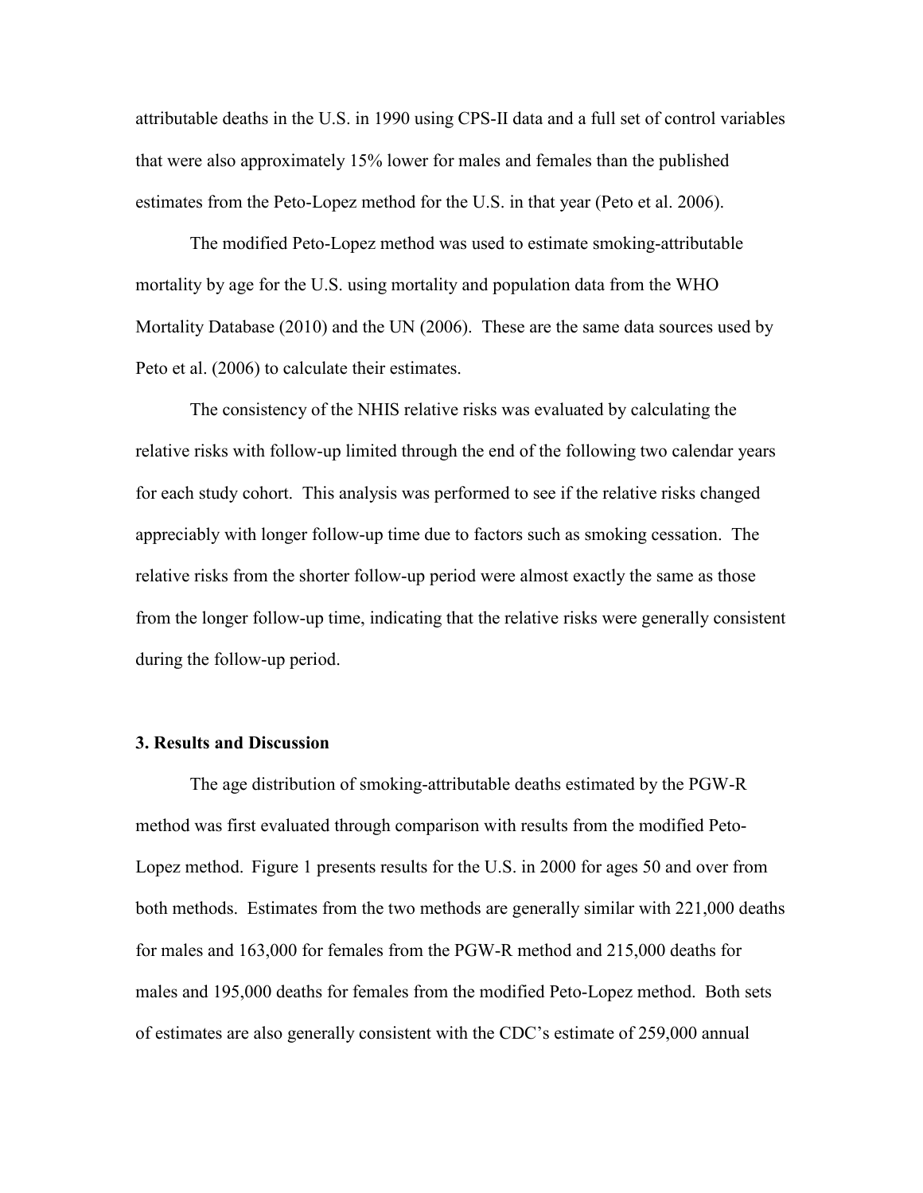attributable deaths in the U.S. in 1990 using CPS-II data and a full set of control variables that were also approximately 15% lower for males and females than the published estimates from the Peto-Lopez method for the U.S. in that year (Peto et al. 2006).

The modified Peto-Lopez method was used to estimate smoking-attributable mortality by age for the U.S. using mortality and population data from the WHO Mortality Database (2010) and the UN (2006). These are the same data sources used by Peto et al. (2006) to calculate their estimates.

The consistency of the NHIS relative risks was evaluated by calculating the relative risks with follow-up limited through the end of the following two calendar years for each study cohort. This analysis was performed to see if the relative risks changed appreciably with longer follow-up time due to factors such as smoking cessation. The relative risks from the shorter follow-up period were almost exactly the same as those from the longer follow-up time, indicating that the relative risks were generally consistent during the follow-up period.

### 3. Results and Discussion

The age distribution of smoking-attributable deaths estimated by the PGW-R method was first evaluated through comparison with results from the modified Peto-Lopez method. Figure 1 presents results for the U.S. in 2000 for ages 50 and over from both methods. Estimates from the two methods are generally similar with 221,000 deaths for males and 163,000 for females from the PGW-R method and 215,000 deaths for males and 195,000 deaths for females from the modified Peto-Lopez method. Both sets of estimates are also generally consistent with the CDC's estimate of 259,000 annual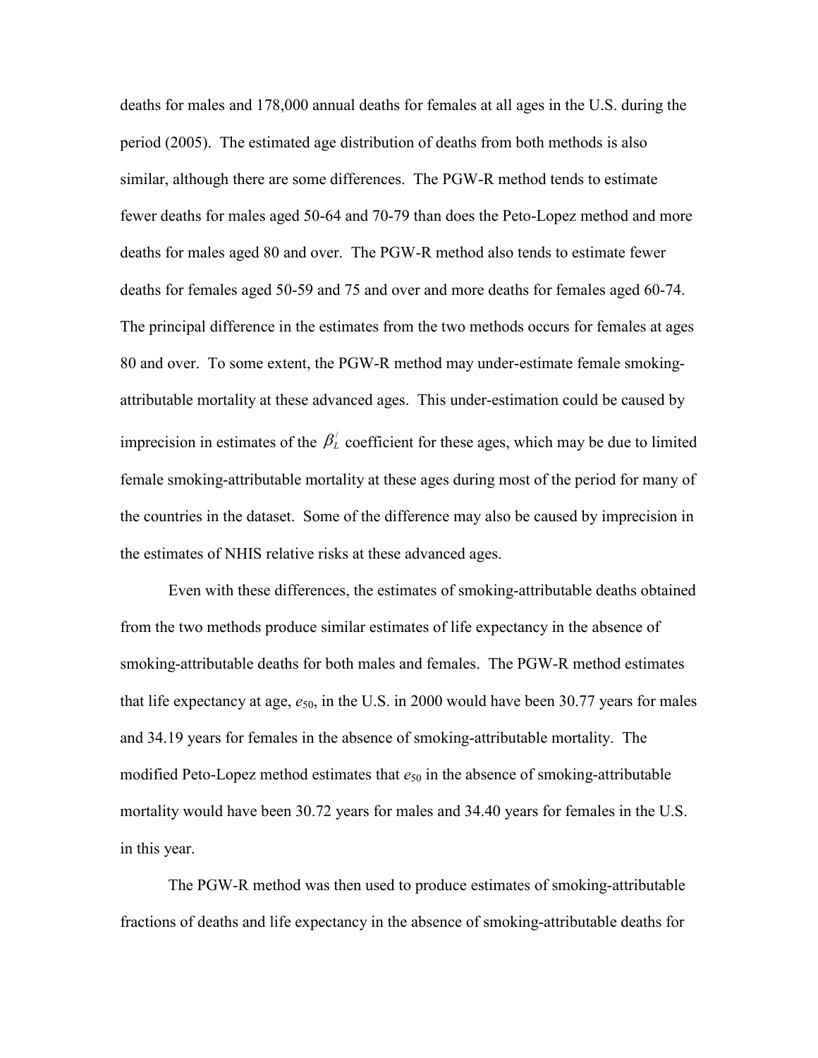deaths for males and 178,000 annual deaths for females at all ages in the U.S. during the period (2005). The estimated age distribution of deaths from both methods is also similar, although there are some differences. The PGW-R method tends to estimate fewer deaths for males aged 50-64 and 70-79 than does the Peto-Lopez method and more deaths for males aged 80 and over. The PGW-R method also tends to estimate fewer deaths for females aged 50-59 and 75 and over and more deaths for females aged 60-74. The principal difference in the estimates from the two methods occurs for females at ages 80 and over. To some extent, the PGW-R method may under-estimate female smoking-attributable mortality at these advanced ages. This under-estimation could be caused by imprecision in estimates of the $\beta_L^j$ coefficient for these ages, which may be due to limited female smoking-attributable mortality at these ages during most of the period for many of the countries in the dataset. Some of the difference may also be caused by imprecision in the estimates of NHIS relative risks at these advanced ages.

Even with these differences, the estimates of smoking-attributable deaths obtained from the two methods produce similar estimates of life expectancy in the absence of smoking-attributable deaths for both males and females. The PGW-R method estimates that life expectancy at age, $e_{50}$, in the U.S. in 2000 would have been 30.77 years for males and 34.19 years for females in the absence of smoking-attributable mortality. The modified Peto-Lopez method estimates that $e_{50}$ in the absence of smoking-attributable mortality would have been 30.72 years for males and 34.40 years for females in the U.S. in this year.

The PGW-R method was then used to produce estimates of smoking-attributable fractions of deaths and life expectancy in the absence of smoking-attributable deaths for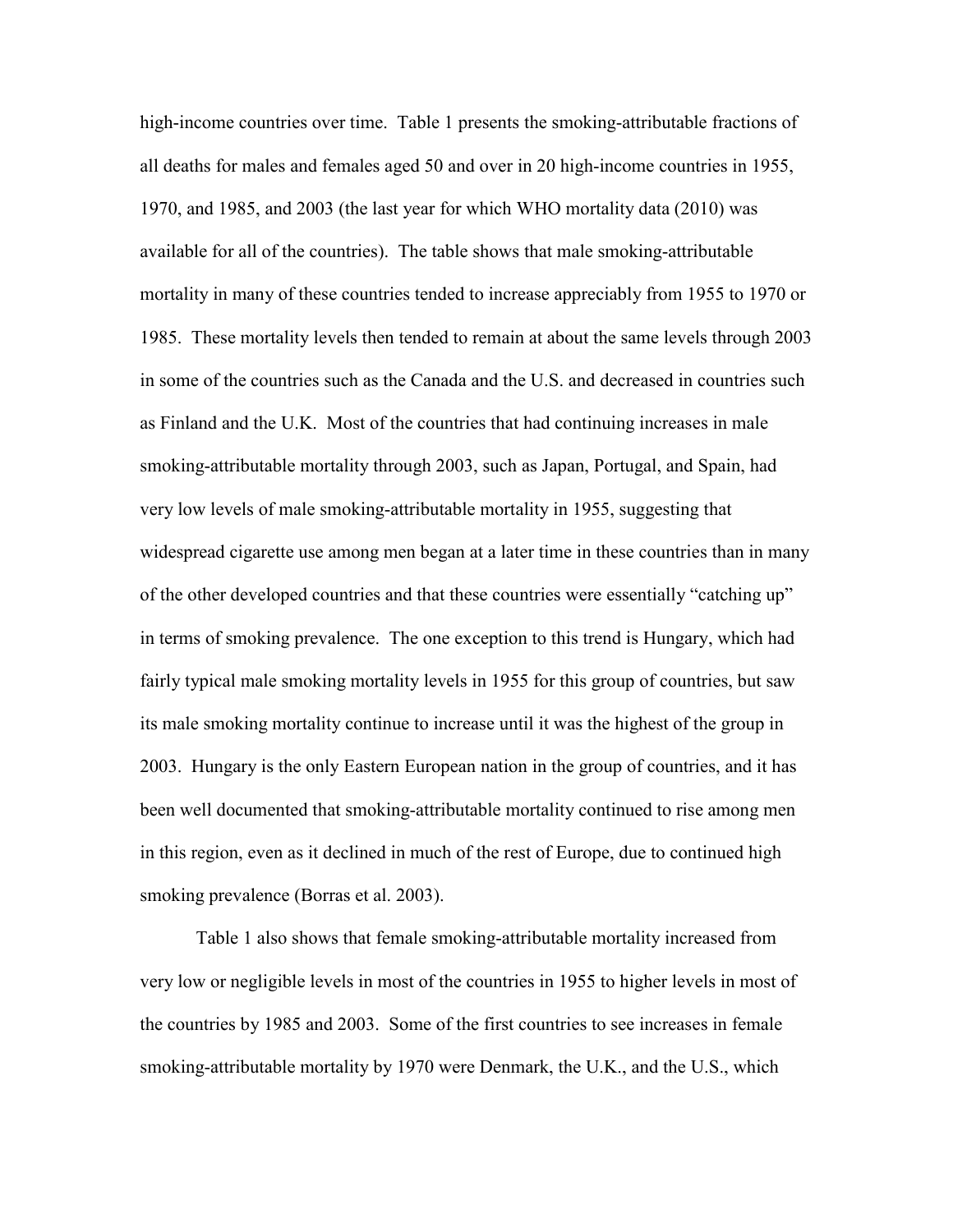high-income countries over time. Table 1 presents the smoking-attributable fractions of all deaths for males and females aged 50 and over in 20 high-income countries in 1955, 1970, and 1985, and 2003 (the last year for which WHO mortality data (2010) was available for all of the countries). The table shows that male smoking-attributable mortality in many of these countries tended to increase appreciably from 1955 to 1970 or 1985. These mortality levels then tended to remain at about the same levels through 2003 in some of the countries such as the Canada and the U.S. and decreased in countries such as Finland and the U.K. Most of the countries that had continuing increases in male smoking-attributable mortality through 2003, such as Japan, Portugal, and Spain, had very low levels of male smoking-attributable mortality in 1955, suggesting that widespread cigarette use among men began at a later time in these countries than in many of the other developed countries and that these countries were essentially "catching up" in terms of smoking prevalence. The one exception to this trend is Hungary, which had fairly typical male smoking mortality levels in 1955 for this group of countries, but saw its male smoking mortality continue to increase until it was the highest of the group in 2003. Hungary is the only Eastern European nation in the group of countries, and it has been well documented that smoking-attributable mortality continued to rise among men in this region, even as it declined in much of the rest of Europe, due to continued high smoking prevalence (Borras et al. 2003).

Table 1 also shows that female smoking-attributable mortality increased from very low or negligible levels in most of the countries in 1955 to higher levels in most of the countries by 1985 and 2003. Some of the first countries to see increases in female smoking-attributable mortality by 1970 were Denmark, the U.K., and the U.S., which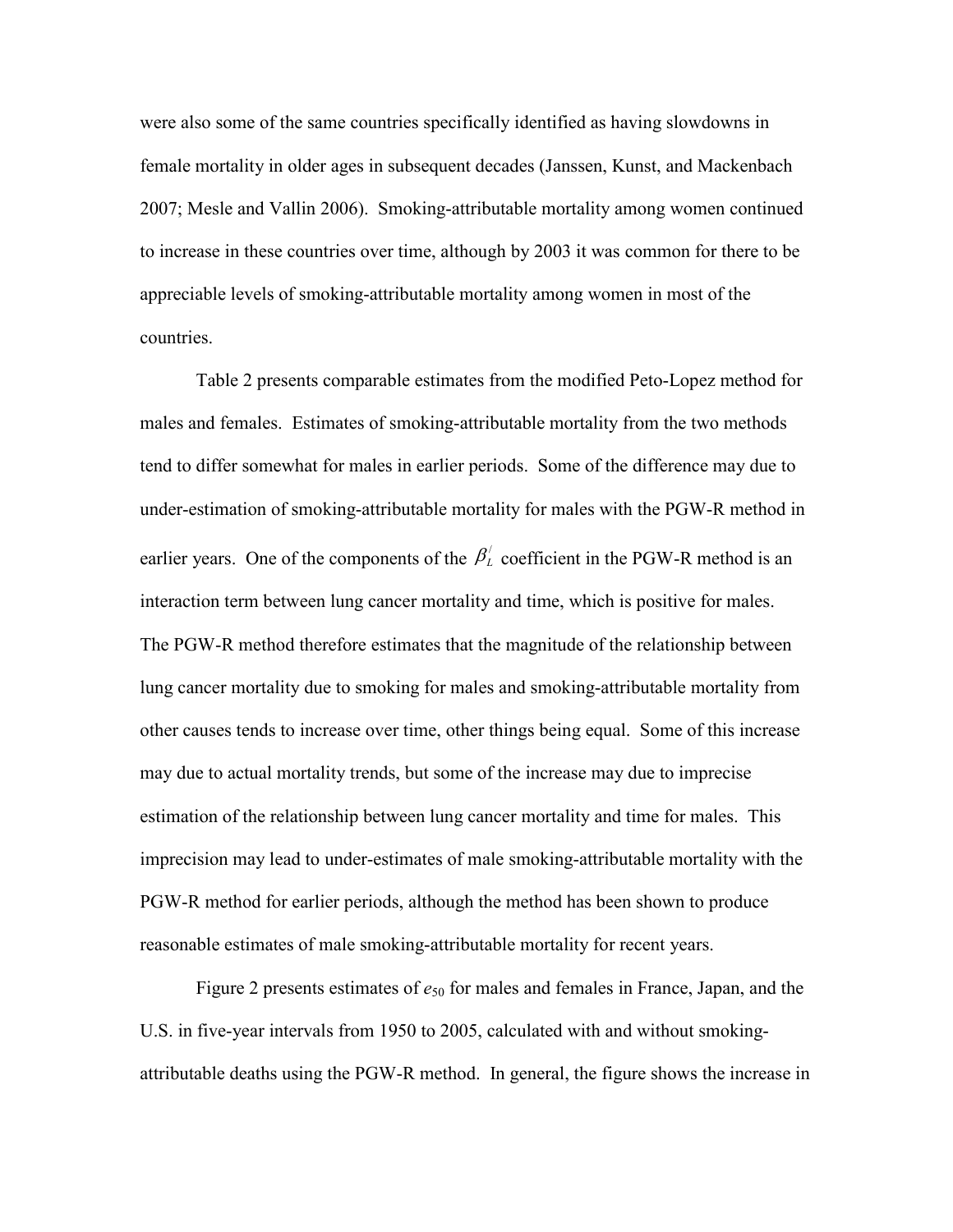were also some of the same countries specifically identified as having slowdowns in female mortality in older ages in subsequent decades (Janssen, Kunst, and Mackenbach 2007; Mesle and Vallin 2006). Smoking-attributable mortality among women continued to increase in these countries over time, although by 2003 it was common for there to be appreciable levels of smoking-attributable mortality among women in most of the countries.

Table 2 presents comparable estimates from the modified Peto-Lopez method for males and females. Estimates of smoking-attributable mortality from the two methods tend to differ somewhat for males in earlier periods. Some of the difference may due to under-estimation of smoking-attributable mortality for males with the PGW-R method in earlier years. One of the components of the $\beta_L^{/}$ coefficient in the PGW-R method is an interaction term between lung cancer mortality and time, which is positive for males. The PGW-R method therefore estimates that the magnitude of the relationship between lung cancer mortality due to smoking for males and smoking-attributable mortality from other causes tends to increase over time, other things being equal. Some of this increase may due to actual mortality trends, but some of the increase may due to imprecise estimation of the relationship between lung cancer mortality and time for males. This imprecision may lead to under-estimates of male smoking-attributable mortality with the PGW-R method for earlier periods, although the method has been shown to produce reasonable estimates of male smoking-attributable mortality for recent years.

Figure 2 presents estimates of $e_{50}$ for males and females in France, Japan, and the U.S. in five-year intervals from 1950 to 2005, calculated with and without smoking-attributable deaths using the PGW-R method. In general, the figure shows the increase in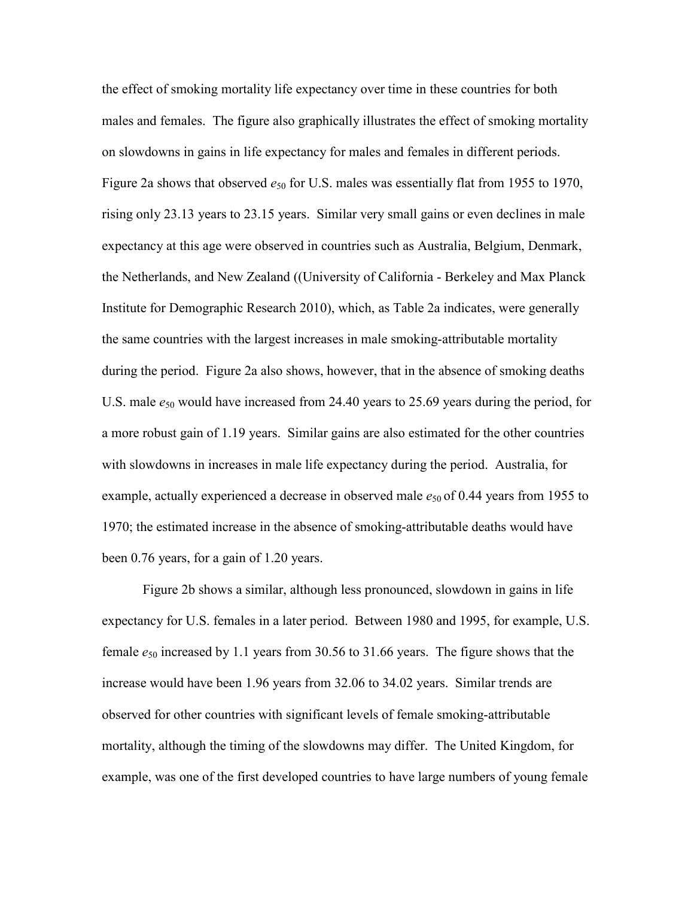the effect of smoking mortality life expectancy over time in these countries for both males and females. The figure also graphically illustrates the effect of smoking mortality on slowdowns in gains in life expectancy for males and females in different periods. Figure 2a shows that observed $e_{50}$ for U.S. males was essentially flat from 1955 to 1970, rising only 23.13 years to 23.15 years. Similar very small gains or even declines in male expectancy at this age were observed in countries such as Australia, Belgium, Denmark, the Netherlands, and New Zealand ((University of California - Berkeley and Max Planck Institute for Demographic Research 2010), which, as Table 2a indicates, were generally the same countries with the largest increases in male smoking-attributable mortality during the period. Figure 2a also shows, however, that in the absence of smoking deaths U.S. male $e_{50}$ would have increased from 24.40 years to 25.69 years during the period, for a more robust gain of 1.19 years. Similar gains are also estimated for the other countries with slowdowns in increases in male life expectancy during the period. Australia, for example, actually experienced a decrease in observed male $e_{50}$ of 0.44 years from 1955 to 1970; the estimated increase in the absence of smoking-attributable deaths would have been 0.76 years, for a gain of 1.20 years.

Figure 2b shows a similar, although less pronounced, slowdown in gains in life expectancy for U.S. females in a later period. Between 1980 and 1995, for example, U.S. female $e_{50}$ increased by 1.1 years from 30.56 to 31.66 years. The figure shows that the increase would have been 1.96 years from 32.06 to 34.02 years. Similar trends are observed for other countries with significant levels of female smoking-attributable mortality, although the timing of the slowdowns may differ. The United Kingdom, for example, was one of the first developed countries to have large numbers of young female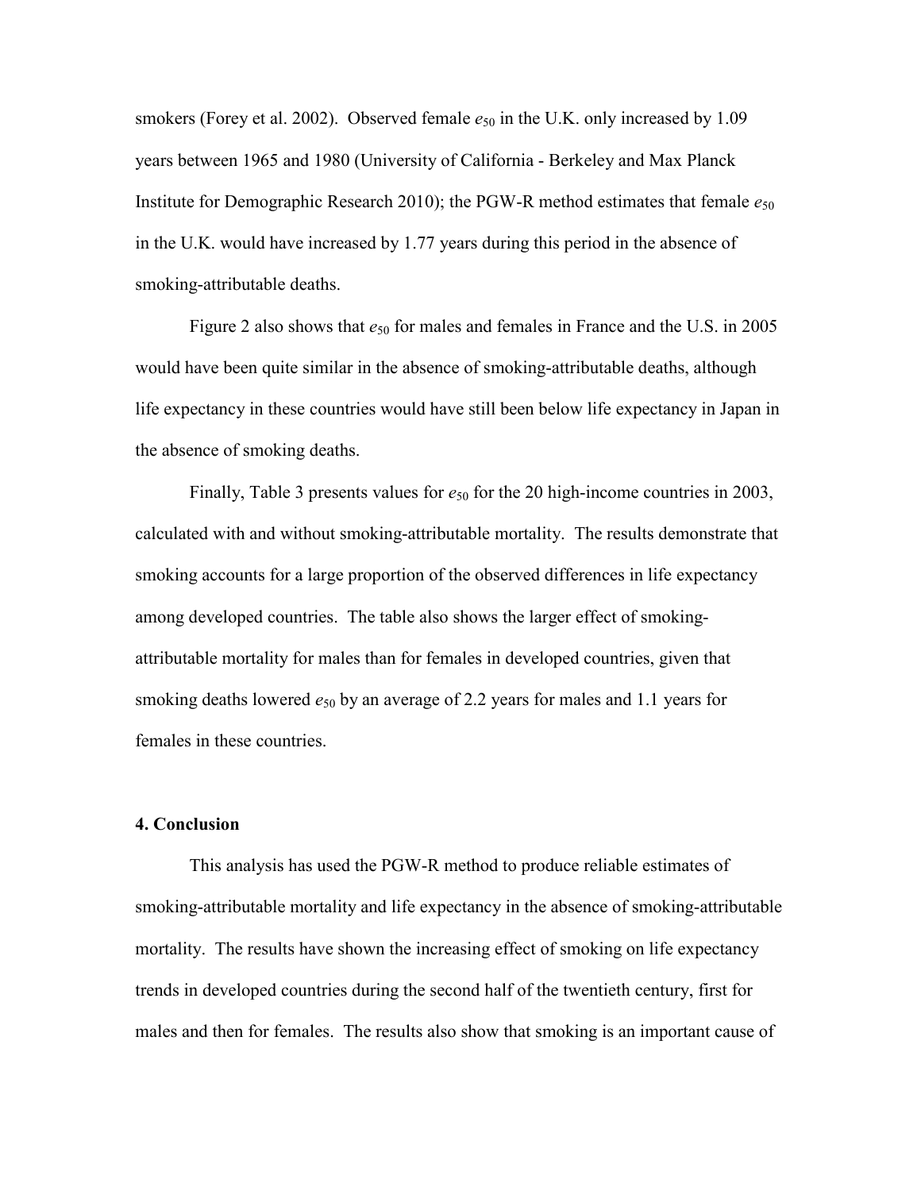smokers (Forey et al. 2002). Observed female $e_{50}$ in the U.K. only increased by 1.09 years between 1965 and 1980 (University of California - Berkeley and Max Planck Institute for Demographic Research 2010); the PGW-R method estimates that female $e_{50}$ in the U.K. would have increased by 1.77 years during this period in the absence of smoking-attributable deaths.

Figure 2 also shows that $e_{50}$ for males and females in France and the U.S. in 2005 would have been quite similar in the absence of smoking-attributable deaths, although life expectancy in these countries would have still been below life expectancy in Japan in the absence of smoking deaths.

Finally, Table 3 presents values for $e_{50}$ for the 20 high-income countries in 2003, calculated with and without smoking-attributable mortality. The results demonstrate that smoking accounts for a large proportion of the observed differences in life expectancy among developed countries. The table also shows the larger effect of smoking-attributable mortality for males than for females in developed countries, given that smoking deaths lowered $e_{50}$ by an average of 2.2 years for males and 1.1 years for females in these countries.

## 4. Conclusion

This analysis has used the PGW-R method to produce reliable estimates of smoking-attributable mortality and life expectancy in the absence of smoking-attributable mortality. The results have shown the increasing effect of smoking on life expectancy trends in developed countries during the second half of the twentieth century, first for males and then for females. The results also show that smoking is an important cause of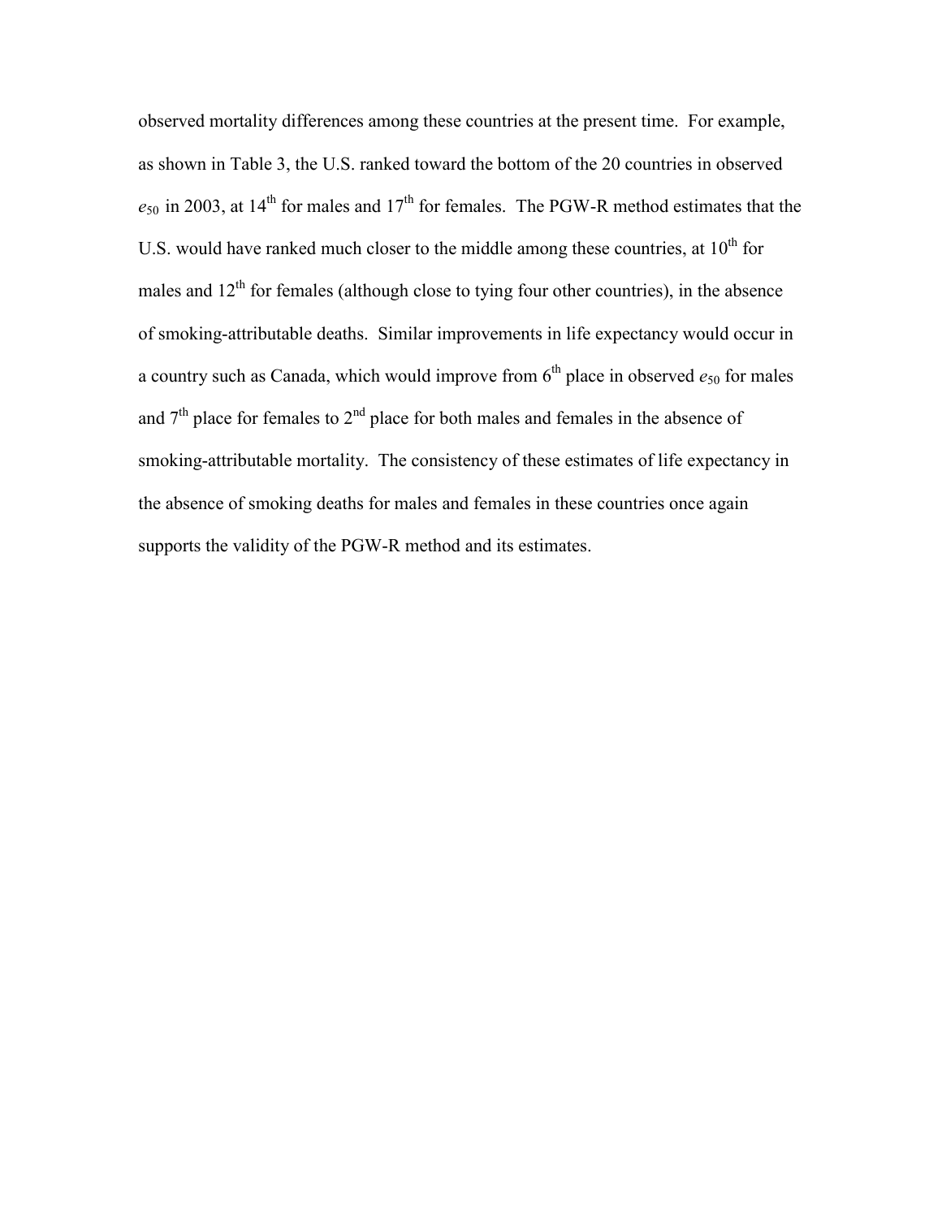observed mortality differences among these countries at the present time. For example, as shown in Table 3, the U.S. ranked toward the bottom of the 20 countries in observed $e_{50}$ in 2003, at 14th for males and 17th for females. The PGW-R method estimates that the U.S. would have ranked much closer to the middle among these countries, at 10th for males and 12th for females (although close to tying four other countries), in the absence of smoking-attributable deaths. Similar improvements in life expectancy would occur in a country such as Canada, which would improve from 6th place in observed $e_{50}$ for males and 7th place for females to 2nd place for both males and females in the absence of smoking-attributable mortality. The consistency of these estimates of life expectancy in the absence of smoking deaths for males and females in these countries once again supports the validity of the PGW-R method and its estimates.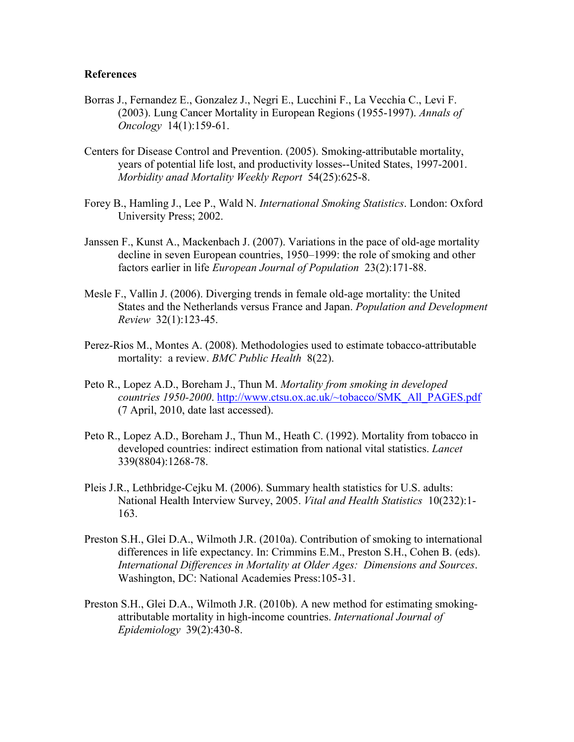**References**

Borras J., Fernandez E., Gonzalez J., Negri E., Lucchini F., La Vecchia C., Levi F. (2003). Lung Cancer Mortality in European Regions (1955-1997). *Annals of Oncology* 14(1):159-61.

Centers for Disease Control and Prevention. (2005). Smoking-attributable mortality, years of potential life lost, and productivity losses--United States, 1997-2001. *Morbidity anad Mortality Weekly Report* 54(25):625-8.

Forey B., Hamling J., Lee P., Wald N. *International Smoking Statistics*. London: Oxford University Press; 2002.

Janssen F., Kunst A., Mackenbach J. (2007). Variations in the pace of old-age mortality decline in seven European countries, 1950–1999: the role of smoking and other factors earlier in life *European Journal of Population* 23(2):171-88.

Mesle F., Vallin J. (2006). Diverging trends in female old-age mortality: the United States and the Netherlands versus France and Japan. *Population and Development Review* 32(1):123-45.

Perez-Rios M., Montes A. (2008). Methodologies used to estimate tobacco-attributable mortality: a review. *BMC Public Health* 8(22).

Peto R., Lopez A.D., Boreham J., Thun M. *Mortality from smoking in developed countries 1950-2000*. http://www.ctsu.ox.ac.uk/~tobacco/SMK_All_PAGES.pdf (7 April, 2010, date last accessed).

Peto R., Lopez A.D., Boreham J., Thun M., Heath C. (1992). Mortality from tobacco in developed countries: indirect estimation from national vital statistics. *Lancet* 339(8804):1268-78.

Pleis J.R., Lethbridge-Cejku M. (2006). Summary health statistics for U.S. adults: National Health Interview Survey, 2005. *Vital and Health Statistics* 10(232):1-163.

Preston S.H., Glei D.A., Wilmoth J.R. (2010a). Contribution of smoking to international differences in life expectancy. In: Crimmins E.M., Preston S.H., Cohen B. (eds). *International Differences in Mortality at Older Ages: Dimensions and Sources*. Washington, DC: National Academies Press:105-31.

Preston S.H., Glei D.A., Wilmoth J.R. (2010b). A new method for estimating smoking-attributable mortality in high-income countries. *International Journal of Epidemiology* 39(2):430-8.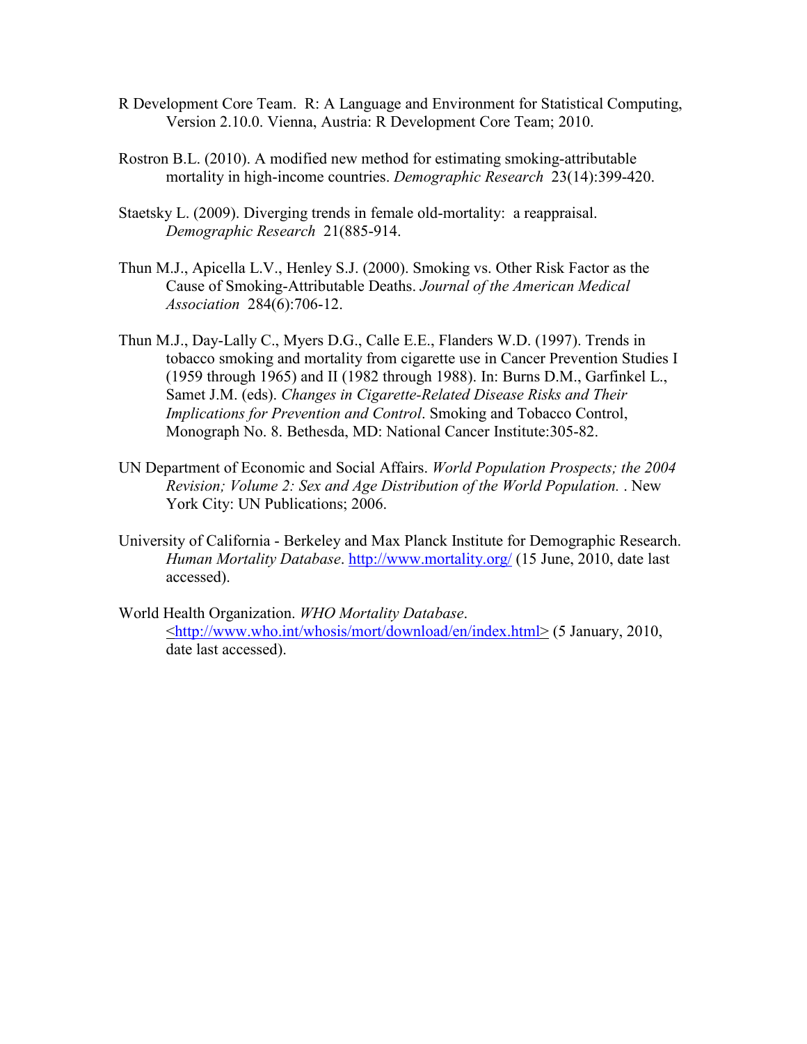R Development Core Team. R: A Language and Environment for Statistical Computing, Version 2.10.0. Vienna, Austria: R Development Core Team; 2010.

Rostron B.L. (2010). A modified new method for estimating smoking-attributable mortality in high-income countries. *Demographic Research* 23(14):399-420.

Staetsky L. (2009). Diverging trends in female old-mortality: a reappraisal. *Demographic Research* 21(885-914.

Thun M.J., Apicella L.V., Henley S.J. (2000). Smoking vs. Other Risk Factor as the Cause of Smoking-Attributable Deaths. *Journal of the American Medical Association* 284(6):706-12.

Thun M.J., Day-Lally C., Myers D.G., Calle E.E., Flanders W.D. (1997). Trends in tobacco smoking and mortality from cigarette use in Cancer Prevention Studies I (1959 through 1965) and II (1982 through 1988). In: Burns D.M., Garfinkel L., Samet J.M. (eds). *Changes in Cigarette-Related Disease Risks and Their Implications for Prevention and Control*. Smoking and Tobacco Control, Monograph No. 8. Bethesda, MD: National Cancer Institute:305-82.

UN Department of Economic and Social Affairs. *World Population Prospects; the 2004 Revision; Volume 2: Sex and Age Distribution of the World Population.* . New York City: UN Publications; 2006.

University of California - Berkeley and Max Planck Institute for Demographic Research. *Human Mortality Database*. http://www.mortality.org/ (15 June, 2010, date last accessed).

World Health Organization. *WHO Mortality Database*. <http://www.who.int/whosis/mort/download/en/index.html> (5 January, 2010, date last accessed).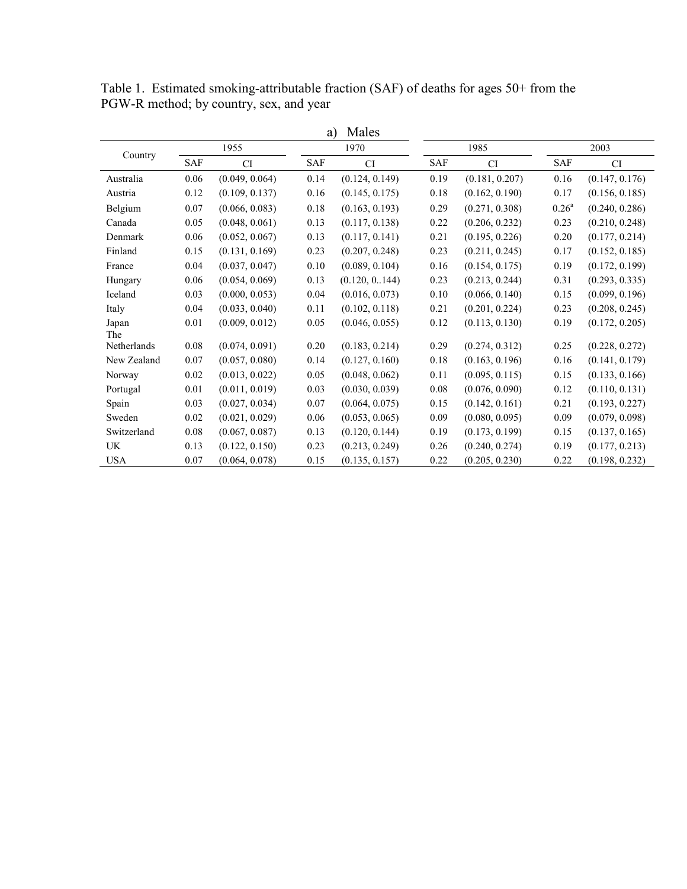Table 1. Estimated smoking-attributable fraction (SAF) of deaths for ages 50+ from the PGW-R method; by country, sex, and year

a) Males

| Country | 1955 | | 1970 | | 1985 | | 2003 | |
|---|---|---|---|---|---|---|---|---|
| | SAF | CI | SAF | CI | SAF | CI | SAF | CI |
| Australia | 0.06 | (0.049, 0.064) | 0.14 | (0.124, 0.149) | 0.19 | (0.181, 0.207) | 0.16 | (0.147, 0.176) |
| Austria | 0.12 | (0.109, 0.137) | 0.16 | (0.145, 0.175) | 0.18 | (0.162, 0.190) | 0.17 | (0.156, 0.185) |
| Belgium | 0.07 | (0.066, 0.083) | 0.18 | (0.163, 0.193) | 0.29 | (0.271, 0.308) | 0.26[a] | (0.240, 0.286) |
| Canada | 0.05 | (0.048, 0.061) | 0.13 | (0.117, 0.138) | 0.22 | (0.206, 0.232) | 0.23 | (0.210, 0.248) |
| Denmark | 0.06 | (0.052, 0.067) | 0.13 | (0.117, 0.141) | 0.21 | (0.195, 0.226) | 0.20 | (0.177, 0.214) |
| Finland | 0.15 | (0.131, 0.169) | 0.23 | (0.207, 0.248) | 0.23 | (0.211, 0.245) | 0.17 | (0.152, 0.185) |
| France | 0.04 | (0.037, 0.047) | 0.10 | (0.089, 0.104) | 0.16 | (0.154, 0.175) | 0.19 | (0.172, 0.199) |
| Hungary | 0.06 | (0.054, 0.069) | 0.13 | (0.120, 0..144) | 0.23 | (0.213, 0.244) | 0.31 | (0.293, 0.335) |
| Iceland | 0.03 | (0.000, 0.053) | 0.04 | (0.016, 0.073) | 0.10 | (0.066, 0.140) | 0.15 | (0.099, 0.196) |
| Italy | 0.04 | (0.033, 0.040) | 0.11 | (0.102, 0.118) | 0.21 | (0.201, 0.224) | 0.23 | (0.208, 0.245) |
| Japan | 0.01 | (0.009, 0.012) | 0.05 | (0.046, 0.055) | 0.12 | (0.113, 0.130) | 0.19 | (0.172, 0.205) |
| The Netherlands | 0.08 | (0.074, 0.091) | 0.20 | (0.183, 0.214) | 0.29 | (0.274, 0.312) | 0.25 | (0.228, 0.272) |
| New Zealand | 0.07 | (0.057, 0.080) | 0.14 | (0.127, 0.160) | 0.18 | (0.163, 0.196) | 0.16 | (0.141, 0.179) |
| Norway | 0.02 | (0.013, 0.022) | 0.05 | (0.048, 0.062) | 0.11 | (0.095, 0.115) | 0.15 | (0.133, 0.166) |
| Portugal | 0.01 | (0.011, 0.019) | 0.03 | (0.030, 0.039) | 0.08 | (0.076, 0.090) | 0.12 | (0.110, 0.131) |
| Spain | 0.03 | (0.027, 0.034) | 0.07 | (0.064, 0.075) | 0.15 | (0.142, 0.161) | 0.21 | (0.193, 0.227) |
| Sweden | 0.02 | (0.021, 0.029) | 0.06 | (0.053, 0.065) | 0.09 | (0.080, 0.095) | 0.09 | (0.079, 0.098) |
| Switzerland | 0.08 | (0.067, 0.087) | 0.13 | (0.120, 0.144) | 0.19 | (0.173, 0.199) | 0.15 | (0.137, 0.165) |
| UK | 0.13 | (0.122, 0.150) | 0.23 | (0.213, 0.249) | 0.26 | (0.240, 0.274) | 0.19 | (0.177, 0.213) |
| USA | 0.07 | (0.064, 0.078) | 0.15 | (0.135, 0.157) | 0.22 | (0.205, 0.230) | 0.22 | (0.198, 0.232) |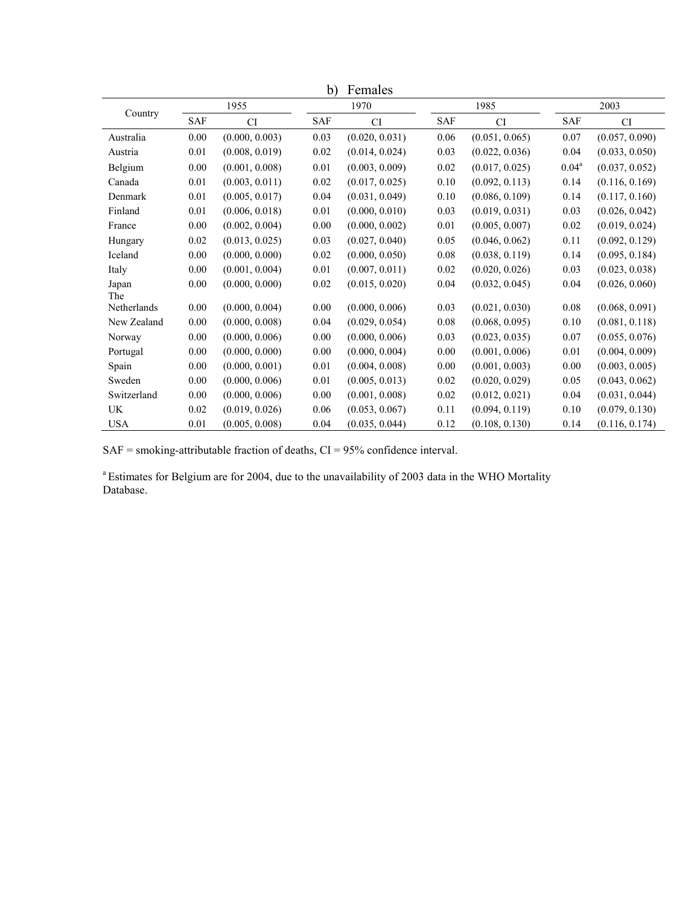b) Females

| Country | 1955 | | 1970 | | 1985 | | 2003 | |
|---|---|---|---|---|---|---|---|---|
| | SAF | CI | SAF | CI | SAF | CI | SAF | CI |
| Australia | 0.00 | (0.000, 0.003) | 0.03 | (0.020, 0.031) | 0.06 | (0.051, 0.065) | 0.07 | (0.057, 0.090) |
| Austria | 0.01 | (0.008, 0.019) | 0.02 | (0.014, 0.024) | 0.03 | (0.022, 0.036) | 0.04 | (0.033, 0.050) |
| Belgium | 0.00 | (0.001, 0.008) | 0.01 | (0.003, 0.009) | 0.02 | (0.017, 0.025) | 0.04[a] | (0.037, 0.052) |
| Canada | 0.01 | (0.003, 0.011) | 0.02 | (0.017, 0.025) | 0.10 | (0.092, 0.113) | 0.14 | (0.116, 0.169) |
| Denmark | 0.01 | (0.005, 0.017) | 0.04 | (0.031, 0.049) | 0.10 | (0.086, 0.109) | 0.14 | (0.117, 0.160) |
| Finland | 0.01 | (0.006, 0.018) | 0.01 | (0.000, 0.010) | 0.03 | (0.019, 0.031) | 0.03 | (0.026, 0.042) |
| France | 0.00 | (0.002, 0.004) | 0.00 | (0.000, 0.002) | 0.01 | (0.005, 0.007) | 0.02 | (0.019, 0.024) |
| Hungary | 0.02 | (0.013, 0.025) | 0.03 | (0.027, 0.040) | 0.05 | (0.046, 0.062) | 0.11 | (0.092, 0.129) |
| Iceland | 0.00 | (0.000, 0.000) | 0.02 | (0.000, 0.050) | 0.08 | (0.038, 0.119) | 0.14 | (0.095, 0.184) |
| Italy | 0.00 | (0.001, 0.004) | 0.01 | (0.007, 0.011) | 0.02 | (0.020, 0.026) | 0.03 | (0.023, 0.038) |
| Japan | 0.00 | (0.000, 0.000) | 0.02 | (0.015, 0.020) | 0.04 | (0.032, 0.045) | 0.04 | (0.026, 0.060) |
| The Netherlands | 0.00 | (0.000, 0.004) | 0.00 | (0.000, 0.006) | 0.03 | (0.021, 0.030) | 0.08 | (0.068, 0.091) |
| New Zealand | 0.00 | (0.000, 0.008) | 0.04 | (0.029, 0.054) | 0.08 | (0.068, 0.095) | 0.10 | (0.081, 0.118) |
| Norway | 0.00 | (0.000, 0.006) | 0.00 | (0.000, 0.006) | 0.03 | (0.023, 0.035) | 0.07 | (0.055, 0.076) |
| Portugal | 0.00 | (0.000, 0.000) | 0.00 | (0.000, 0.004) | 0.00 | (0.001, 0.006) | 0.01 | (0.004, 0.009) |
| Spain | 0.00 | (0.000, 0.001) | 0.01 | (0.004, 0.008) | 0.00 | (0.001, 0.003) | 0.00 | (0.003, 0.005) |
| Sweden | 0.00 | (0.000, 0.006) | 0.01 | (0.005, 0.013) | 0.02 | (0.020, 0.029) | 0.05 | (0.043, 0.062) |
| Switzerland | 0.00 | (0.000, 0.006) | 0.00 | (0.001, 0.008) | 0.02 | (0.012, 0.021) | 0.04 | (0.031, 0.044) |
| UK | 0.02 | (0.019, 0.026) | 0.06 | (0.053, 0.067) | 0.11 | (0.094, 0.119) | 0.10 | (0.079, 0.130) |
| USA | 0.01 | (0.005, 0.008) | 0.04 | (0.035, 0.044) | 0.12 | (0.108, 0.130) | 0.14 | (0.116, 0.174) |

SAF = smoking-attributable fraction of deaths, CI = 95% confidence interval.

[a] Estimates for Belgium are for 2004, due to the unavailability of 2003 data in the WHO Mortality Database.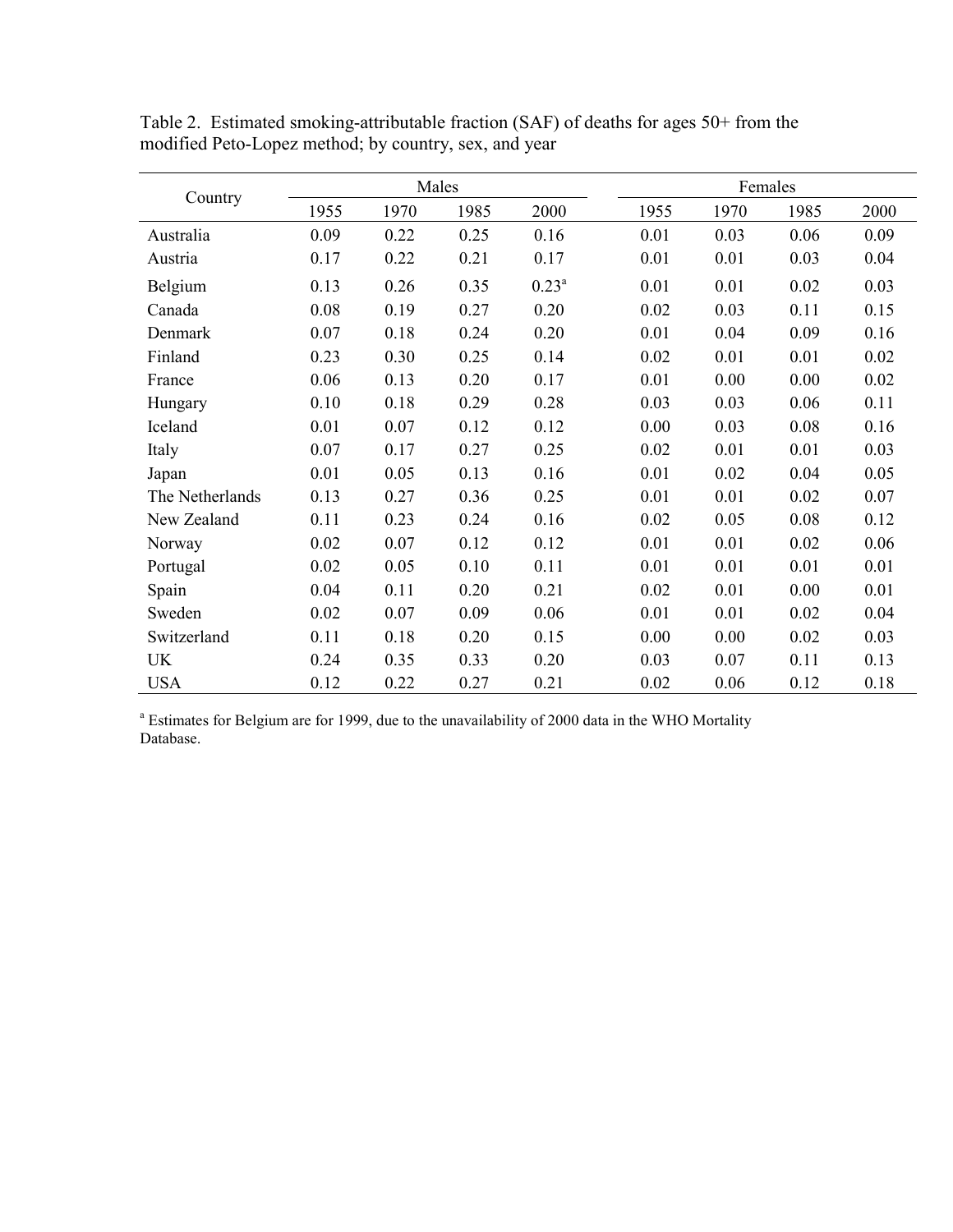Table 2. Estimated smoking-attributable fraction (SAF) of deaths for ages 50+ from the modified Peto-Lopez method; by country, sex, and year

| Country | Males | | | | Females | | | |
|---|---|---|---|---|---|---|---|---|
| | 1955 | 1970 | 1985 | 2000 | 1955 | 1970 | 1985 | 2000 |
| Australia | 0.09 | 0.22 | 0.25 | 0.16 | 0.01 | 0.03 | 0.06 | 0.09 |
| Austria | 0.17 | 0.22 | 0.21 | 0.17 | 0.01 | 0.01 | 0.03 | 0.04 |
| Belgium | 0.13 | 0.26 | 0.35 | 0.23[a] | 0.01 | 0.01 | 0.02 | 0.03 |
| Canada | 0.08 | 0.19 | 0.27 | 0.20 | 0.02 | 0.03 | 0.11 | 0.15 |
| Denmark | 0.07 | 0.18 | 0.24 | 0.20 | 0.01 | 0.04 | 0.09 | 0.16 |
| Finland | 0.23 | 0.30 | 0.25 | 0.14 | 0.02 | 0.01 | 0.01 | 0.02 |
| France | 0.06 | 0.13 | 0.20 | 0.17 | 0.01 | 0.00 | 0.00 | 0.02 |
| Hungary | 0.10 | 0.18 | 0.29 | 0.28 | 0.03 | 0.03 | 0.06 | 0.11 |
| Iceland | 0.01 | 0.07 | 0.12 | 0.12 | 0.00 | 0.03 | 0.08 | 0.16 |
| Italy | 0.07 | 0.17 | 0.27 | 0.25 | 0.02 | 0.01 | 0.01 | 0.03 |
| Japan | 0.01 | 0.05 | 0.13 | 0.16 | 0.01 | 0.02 | 0.04 | 0.05 |
| The Netherlands | 0.13 | 0.27 | 0.36 | 0.25 | 0.01 | 0.01 | 0.02 | 0.07 |
| New Zealand | 0.11 | 0.23 | 0.24 | 0.16 | 0.02 | 0.05 | 0.08 | 0.12 |
| Norway | 0.02 | 0.07 | 0.12 | 0.12 | 0.01 | 0.01 | 0.02 | 0.06 |
| Portugal | 0.02 | 0.05 | 0.10 | 0.11 | 0.01 | 0.01 | 0.01 | 0.01 |
| Spain | 0.04 | 0.11 | 0.20 | 0.21 | 0.02 | 0.01 | 0.00 | 0.01 |
| Sweden | 0.02 | 0.07 | 0.09 | 0.06 | 0.01 | 0.01 | 0.02 | 0.04 |
| Switzerland | 0.11 | 0.18 | 0.20 | 0.15 | 0.00 | 0.00 | 0.02 | 0.03 |
| UK | 0.24 | 0.35 | 0.33 | 0.20 | 0.03 | 0.07 | 0.11 | 0.13 |
| USA | 0.12 | 0.22 | 0.27 | 0.21 | 0.02 | 0.06 | 0.12 | 0.18 |

[a] Estimates for Belgium are for 1999, due to the unavailability of 2000 data in the WHO Mortality Database.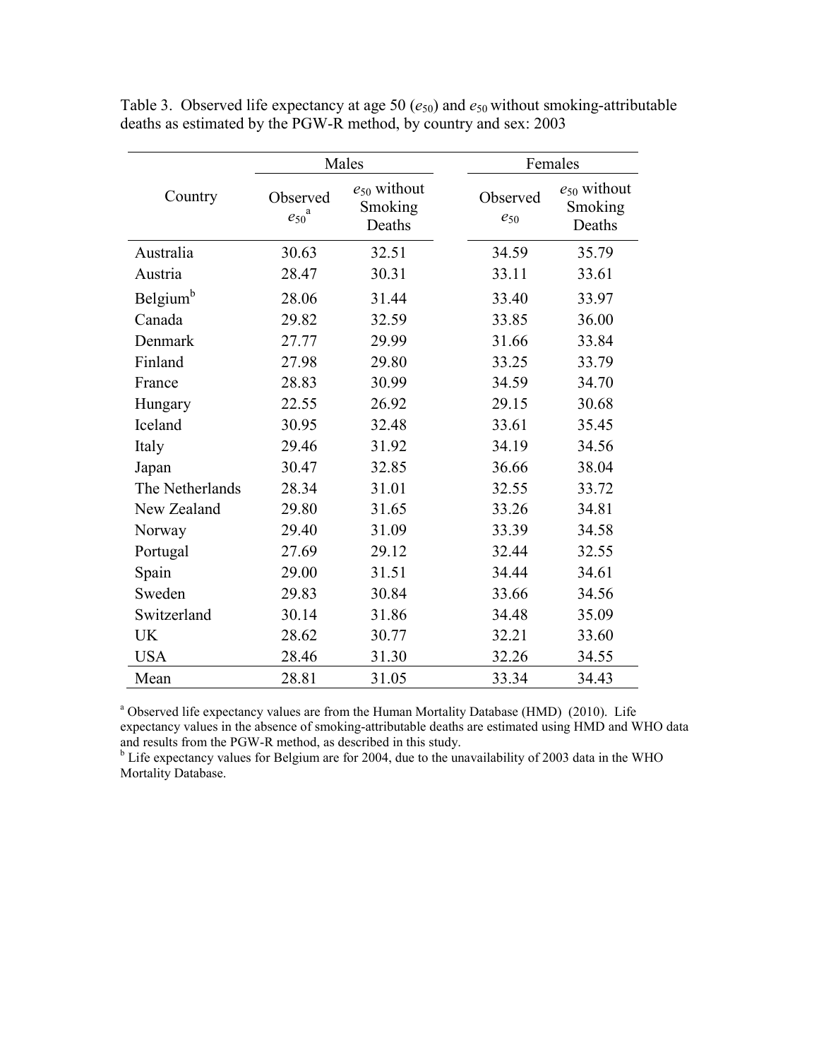Table 3. Observed life expectancy at age 50 ($e_{50}$) and $e_{50}$ without smoking-attributable deaths as estimated by the PGW-R method, by country and sex: 2003

| Country | Males | | Females | |
|---|---|---|---|---|
| | Observed $e_{50}$ [a] | $e_{50}$ without Smoking Deaths | Observed $e_{50}$ | $e_{50}$ without Smoking Deaths |
| Australia | 30.63 | 32.51 | 34.59 | 35.79 |
| Austria | 28.47 | 30.31 | 33.11 | 33.61 |
| Belgium[b] | 28.06 | 31.44 | 33.40 | 33.97 |
| Canada | 29.82 | 32.59 | 33.85 | 36.00 |
| Denmark | 27.77 | 29.99 | 31.66 | 33.84 |
| Finland | 27.98 | 29.80 | 33.25 | 33.79 |
| France | 28.83 | 30.99 | 34.59 | 34.70 |
| Hungary | 22.55 | 26.92 | 29.15 | 30.68 |
| Iceland | 30.95 | 32.48 | 33.61 | 35.45 |
| Italy | 29.46 | 31.92 | 34.19 | 34.56 |
| Japan | 30.47 | 32.85 | 36.66 | 38.04 |
| The Netherlands | 28.34 | 31.01 | 32.55 | 33.72 |
| New Zealand | 29.80 | 31.65 | 33.26 | 34.81 |
| Norway | 29.40 | 31.09 | 33.39 | 34.58 |
| Portugal | 27.69 | 29.12 | 32.44 | 32.55 |
| Spain | 29.00 | 31.51 | 34.44 | 34.61 |
| Sweden | 29.83 | 30.84 | 33.66 | 34.56 |
| Switzerland | 30.14 | 31.86 | 34.48 | 35.09 |
| UK | 28.62 | 30.77 | 32.21 | 33.60 |
| USA | 28.46 | 31.30 | 32.26 | 34.55 |
| Mean | 28.81 | 31.05 | 33.34 | 34.43 |

[a] Observed life expectancy values are from the Human Mortality Database (HMD) (2010). Life expectancy values in the absence of smoking-attributable deaths are estimated using HMD and WHO data and results from the PGW-R method, as described in this study.

[b] Life expectancy values for Belgium are for 2004, due to the unavailability of 2003 data in the WHO Mortality Database.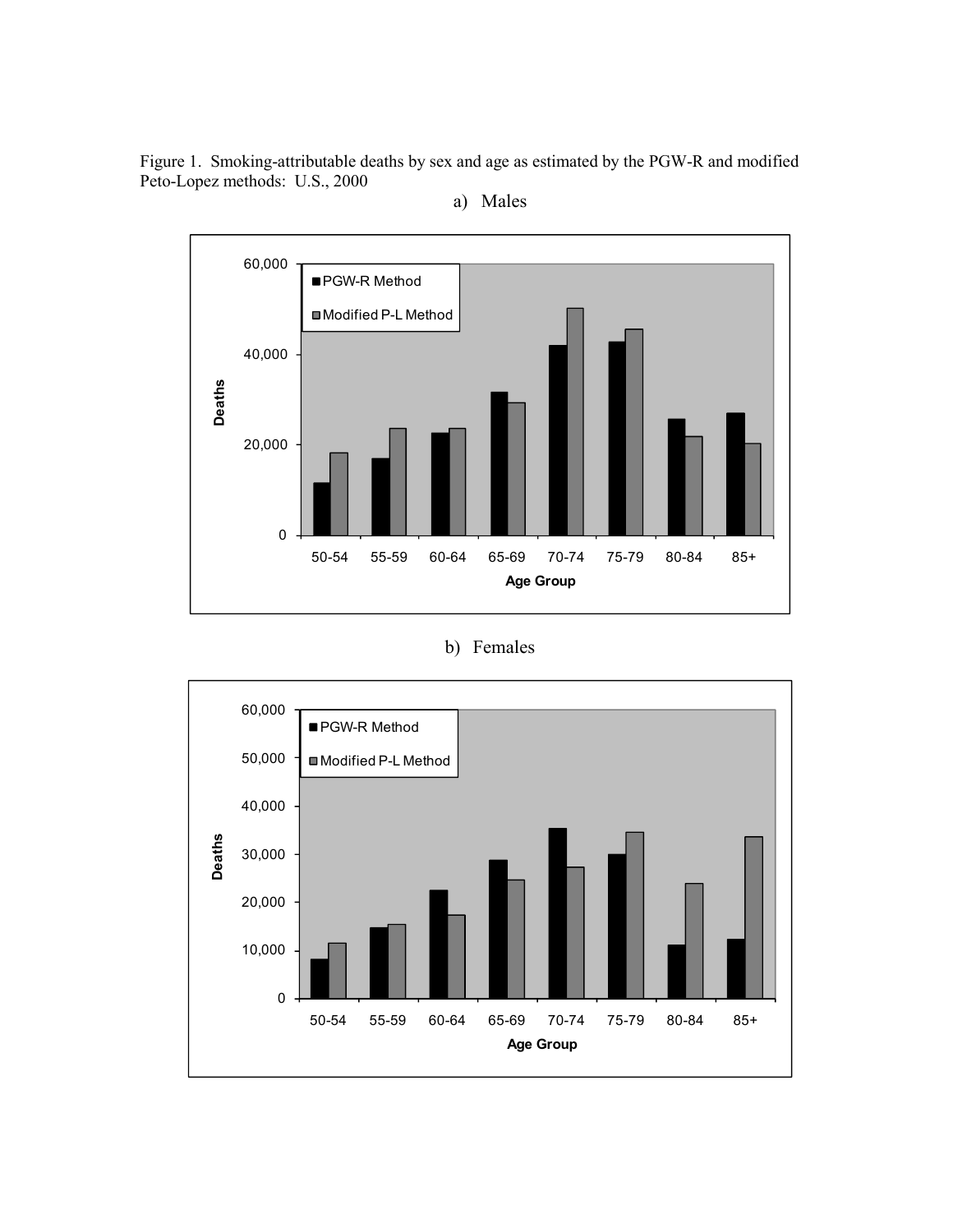Figure 1. Smoking-attributable deaths by sex and age as estimated by the PGW-R and modified Peto-Lopez methods: U.S., 2000

a) Males

b) Females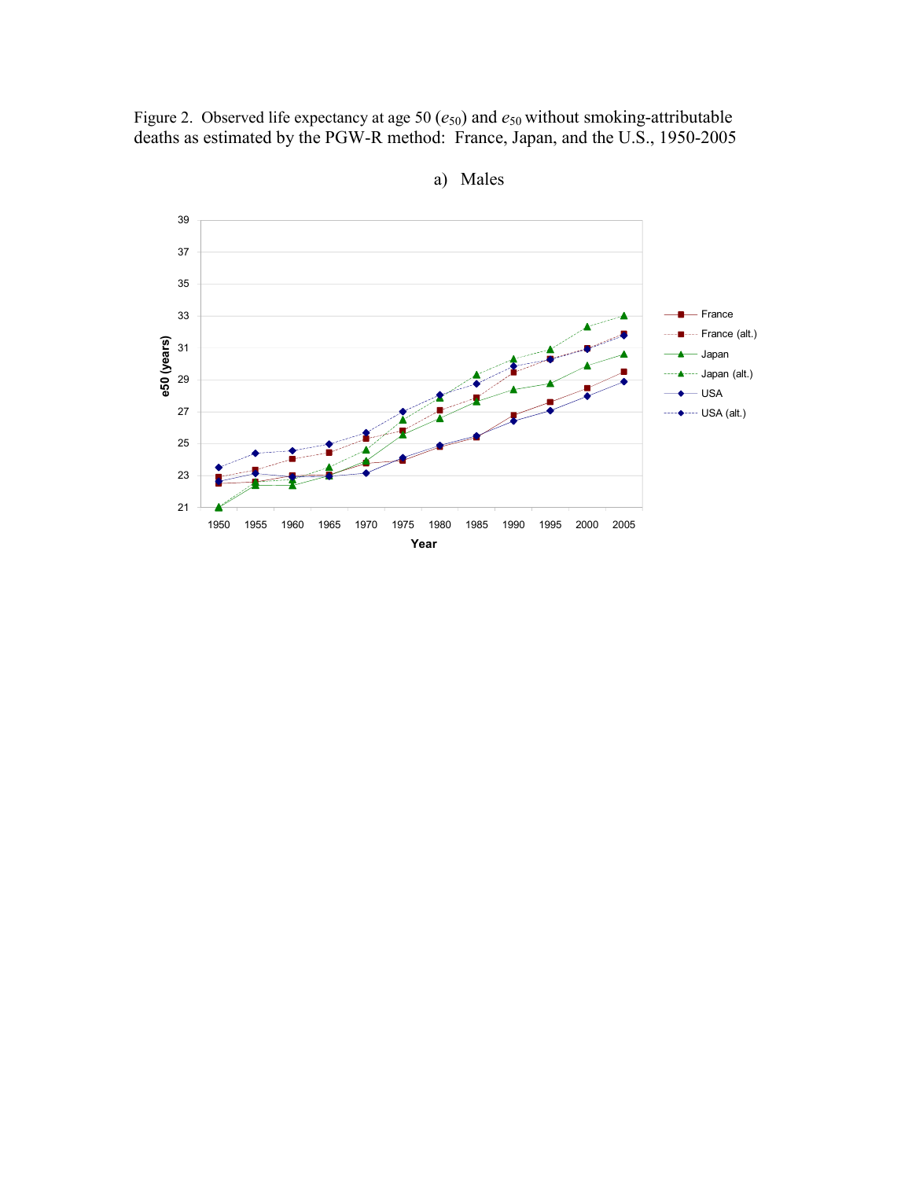Figure 2. Observed life expectancy at age 50 ($e_{50}$) and $e_{50}$ without smoking-attributable deaths as estimated by the PGW-R method: France, Japan, and the U.S., 1950-2005

a) Males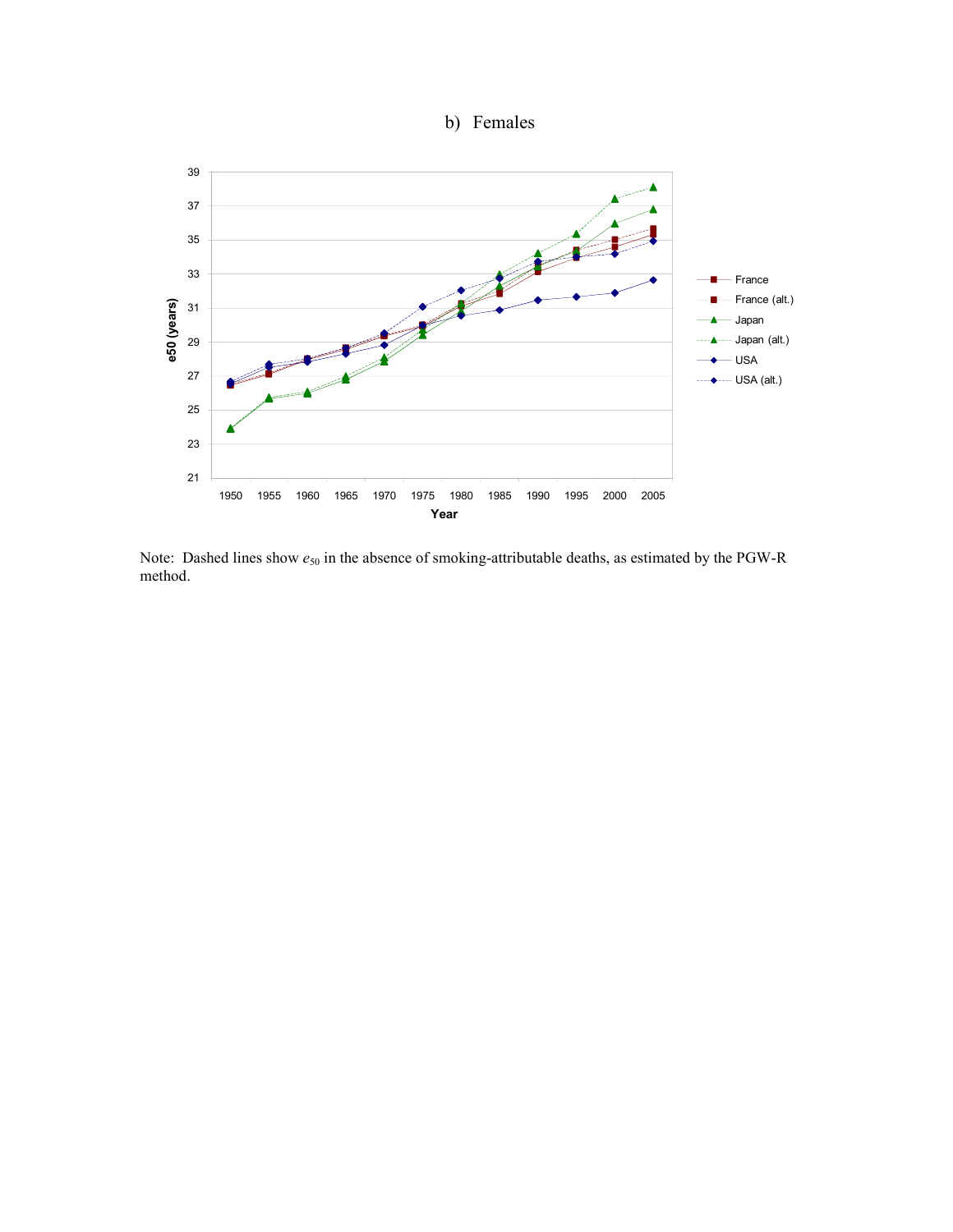b) Females

39
37
35
33
31
29
27
25
23
21

e50 (years)

1950 1955 1960 1965 1970 1975 1980 1985 1990 1995 2000 2005

Year

France
France (alt.)
Japan
Japan (alt.)
USA
USA (alt.)

Note: Dashed lines show $e_{50}$ in the absence of smoking-attributable deaths, as estimated by the PGW-R method.